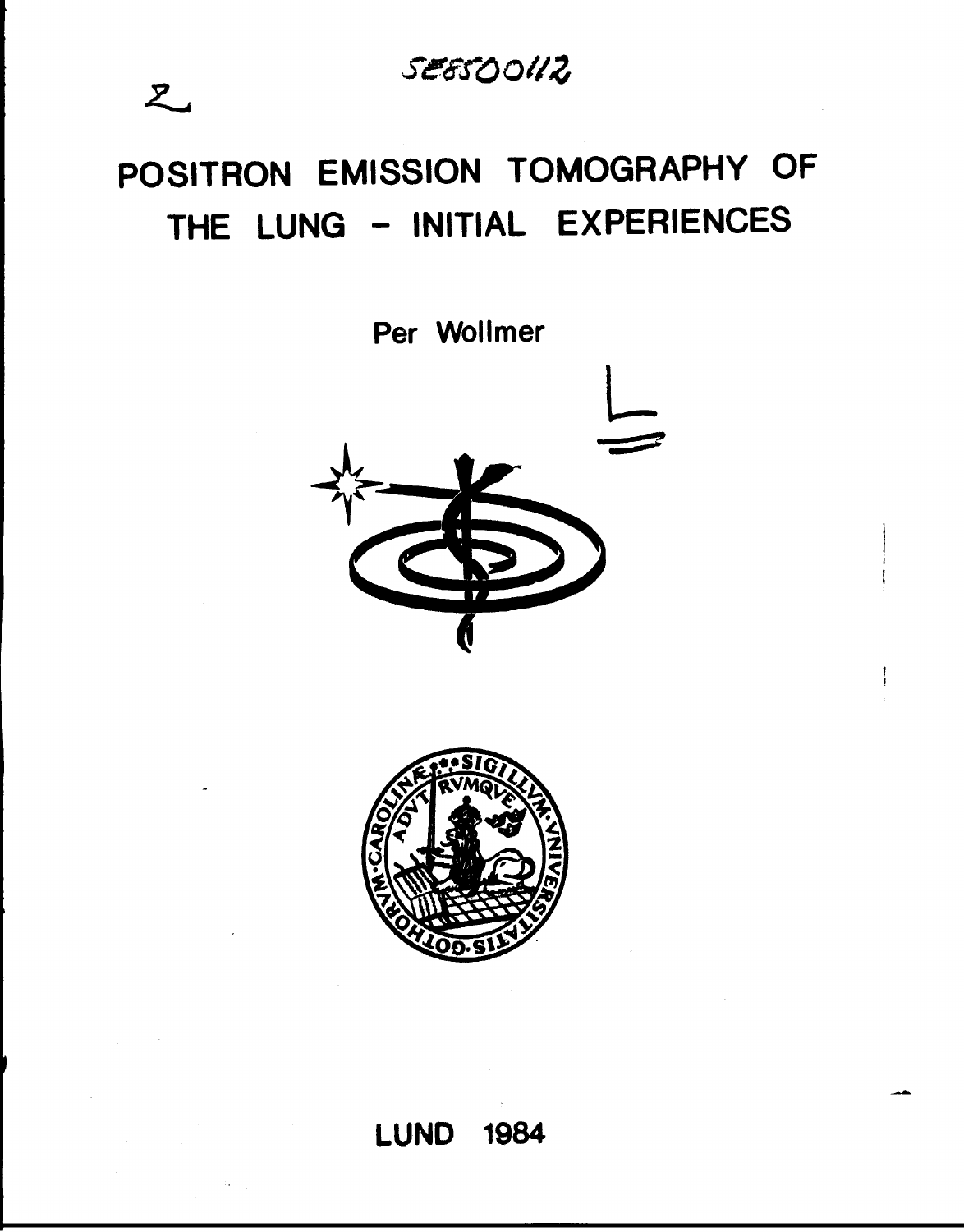SE8500112

# POSITRON EMISSION TOMOGRAPHY OF THE LUNG - INITIAL EXPERIENCES

Per Wollmer

LUND 1984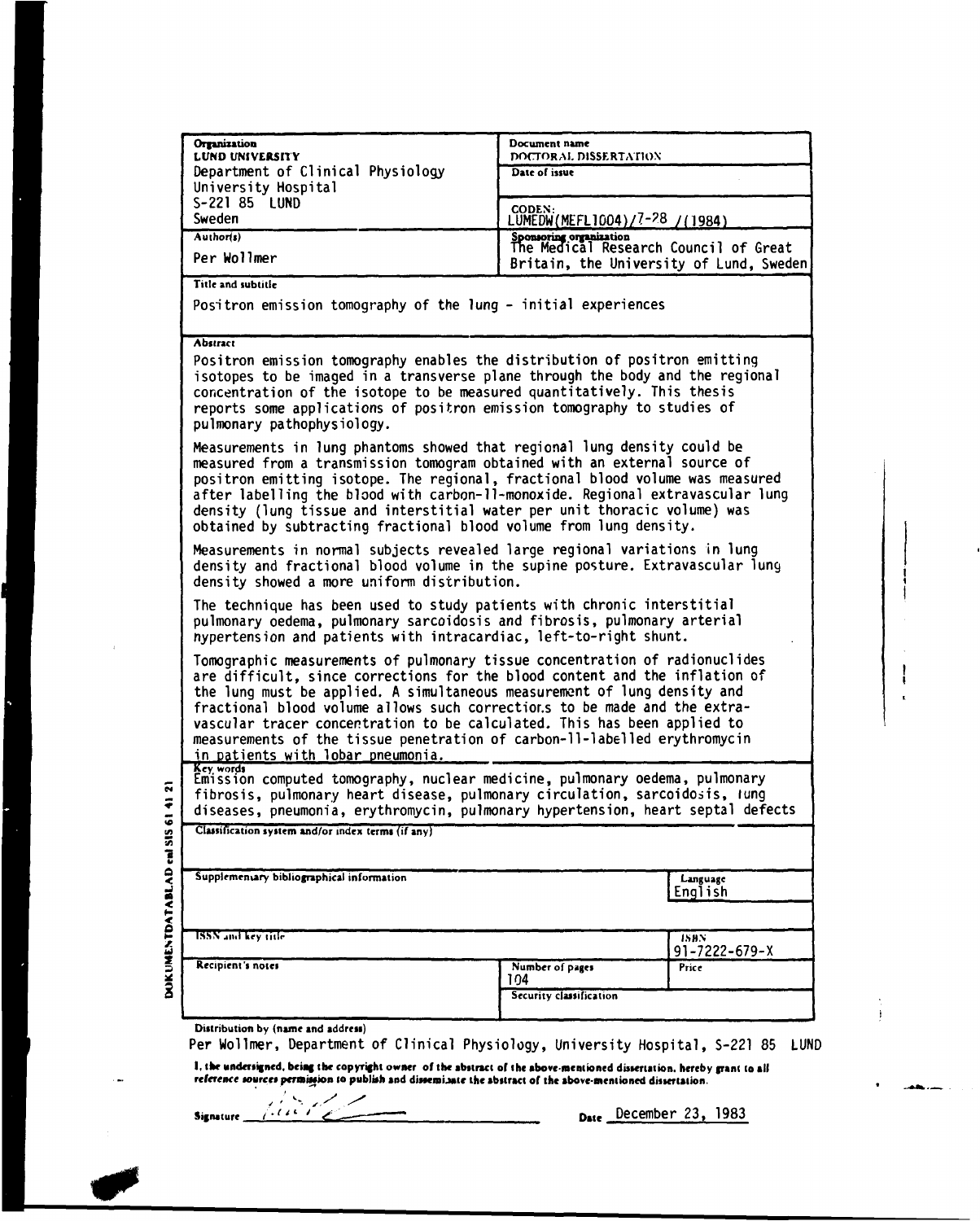| Organization | Document name |
| --- | --- |
| LUND UNIVERSITY<br>Department of Clinical Physiology<br>University Hospital<br>S-221 85 LUND<br>Sweden | DOCTORAL DISSERTATION<br>Date of issue<br><br>CODEN:<br>LUMEDW(MEFL1004)/7-28 /(1984) |
| Author(s) | Sponsoring organization |
| Per Wollmer | The Medical Research Council of Great Britain, the University of Lund, Sweden |

**Title and subtitle**

Positron emission tomography of the lung - initial experiences

**Abstract**

Positron emission tomography enables the distribution of positron emitting isotopes to be imaged in a transverse plane through the body and the regional concentration of the isotope to be measured quantitatively. This thesis reports some applications of positron emission tomography to studies of pulmonary pathophysiology.

Measurements in lung phantoms showed that regional lung density could be measured from a transmission tomogram obtained with an external source of positron emitting isotope. The regional, fractional blood volume was measured after labelling the blood with carbon-11-monoxide. Regional extravascular lung density (lung tissue and interstitial water per unit thoracic volume) was obtained by subtracting fractional blood volume from lung density.

Measurements in normal subjects revealed large regional variations in lung density and fractional blood volume in the supine posture. Extravascular lung density showed a more uniform distribution.

The technique has been used to study patients with chronic interstitial pulmonary oedema, pulmonary sarcoidosis and fibrosis, pulmonary arterial hypertension and patients with intracardiac, left-to-right shunt.

Tomographic measurements of pulmonary tissue concentration of radionuclides are difficult, since corrections for the blood content and the inflation of the lung must be applied. A simultaneous measurement of lung density and fractional blood volume allows such corrections to be made and the extravascular tracer concentration to be calculated. This has been applied to measurements of the tissue penetration of carbon-11-labelled erythromycin in patients with lobar pneumonia.

**Key words**

Emission computed tomography, nuclear medicine, pulmonary oedema, pulmonary fibrosis, pulmonary heart disease, pulmonary circulation, sarcoidosis, lung diseases, pneumonia, erythromycin, pulmonary hypertension, heart septal defects

**Classification system and/or index terms (if any)**

| Supplementary bibliographical information | Language |
| --- | --- |
| | English |

| ISSN and key title | | ISBN |
| --- | --- | --- |
| | | 91-7222-679-X |
| Recipient's notes | Number of pages<br>104 | Price |
| | Security classification | |

**Distribution by (name and address)**

Per Wollmer, Department of Clinical Physiology, University Hospital, S-221 85 LUND

I, the undersigned, being the copyright owner of the abstract of the above-mentioned dissertation, hereby grant to all reference sources permission to publish and disseminate the abstract of the above-mentioned dissertation.

Signature \_\_\_\_\_\_\_\_\_\_ Date December 23, 1983

DOKUMENTDATABLAD enl SIS 61 41 21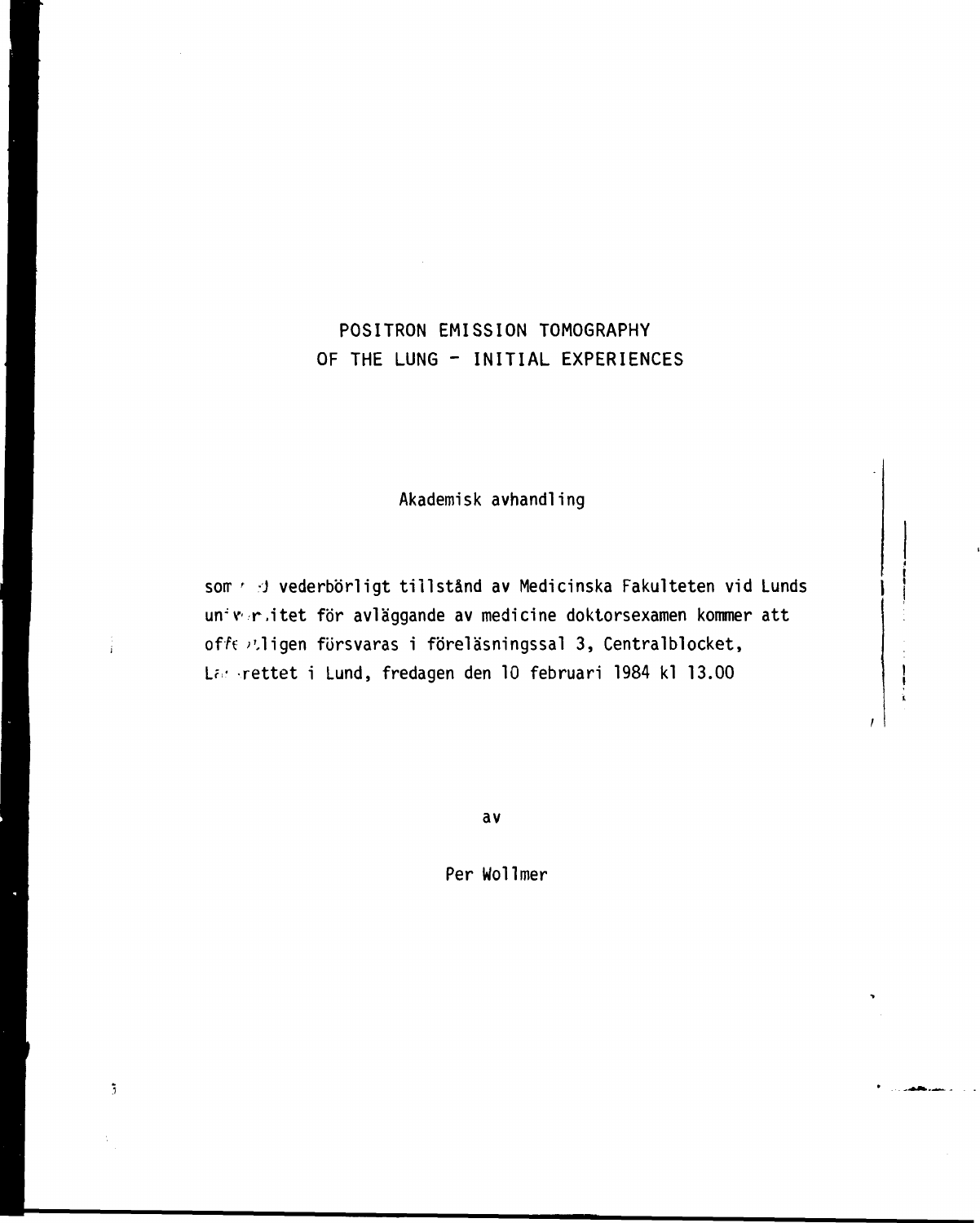# POSITRON EMISSION TOMOGRAPHY OF THE LUNG - INITIAL EXPERIENCES

Akademisk avhandling

som med vederbörligt tillstånd av Medicinska Fakulteten vid Lunds universitet för avläggande av medicine doktorsexamen kommer att offentligen försvaras i föreläsningssal 3, Centralblocket, Lasarettet i Lund, fredagen den 10 februari 1984 kl 13.00

av

Per Wollmer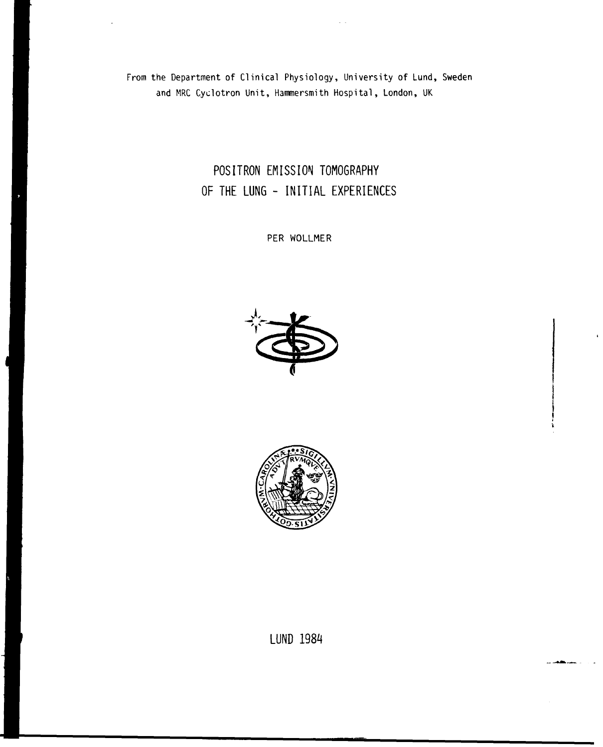From the Department of Clinical Physiology, University of Lund, Sweden
and MRC Cyclotron Unit, Hammersmith Hospital, London, UK

# POSITRON EMISSION TOMOGRAPHY OF THE LUNG - INITIAL EXPERIENCES

PER WOLLMER

LUND 1984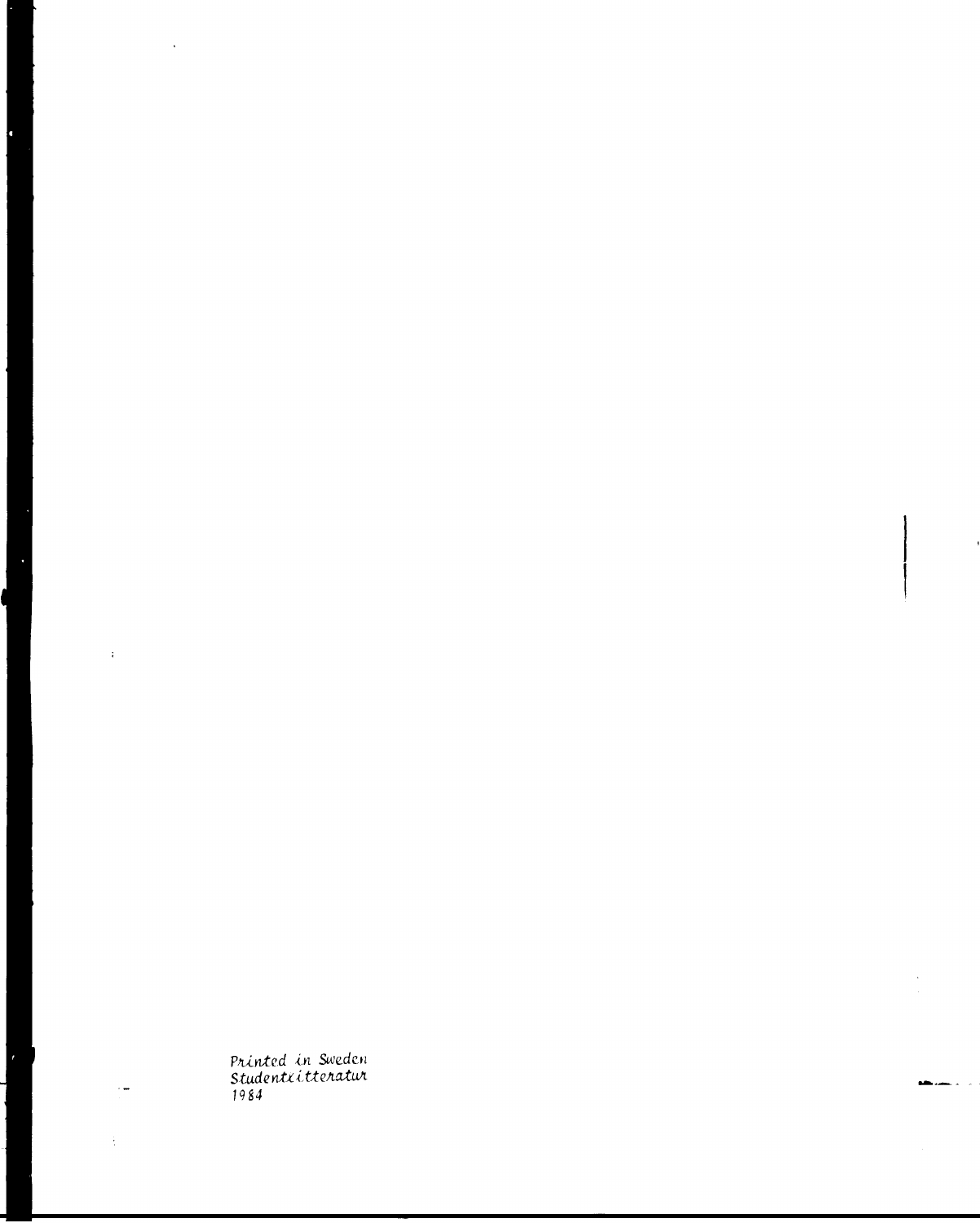*Printed in Sweden*
*Studentlitteratur*
*1984*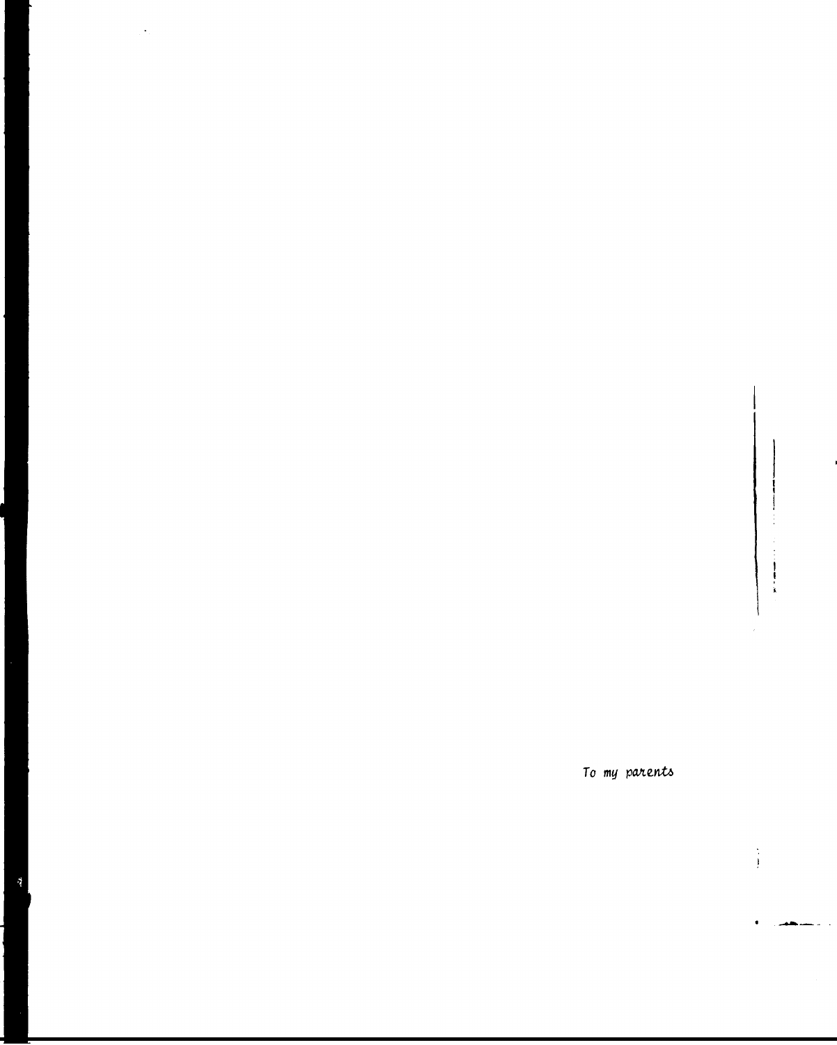*To my parents*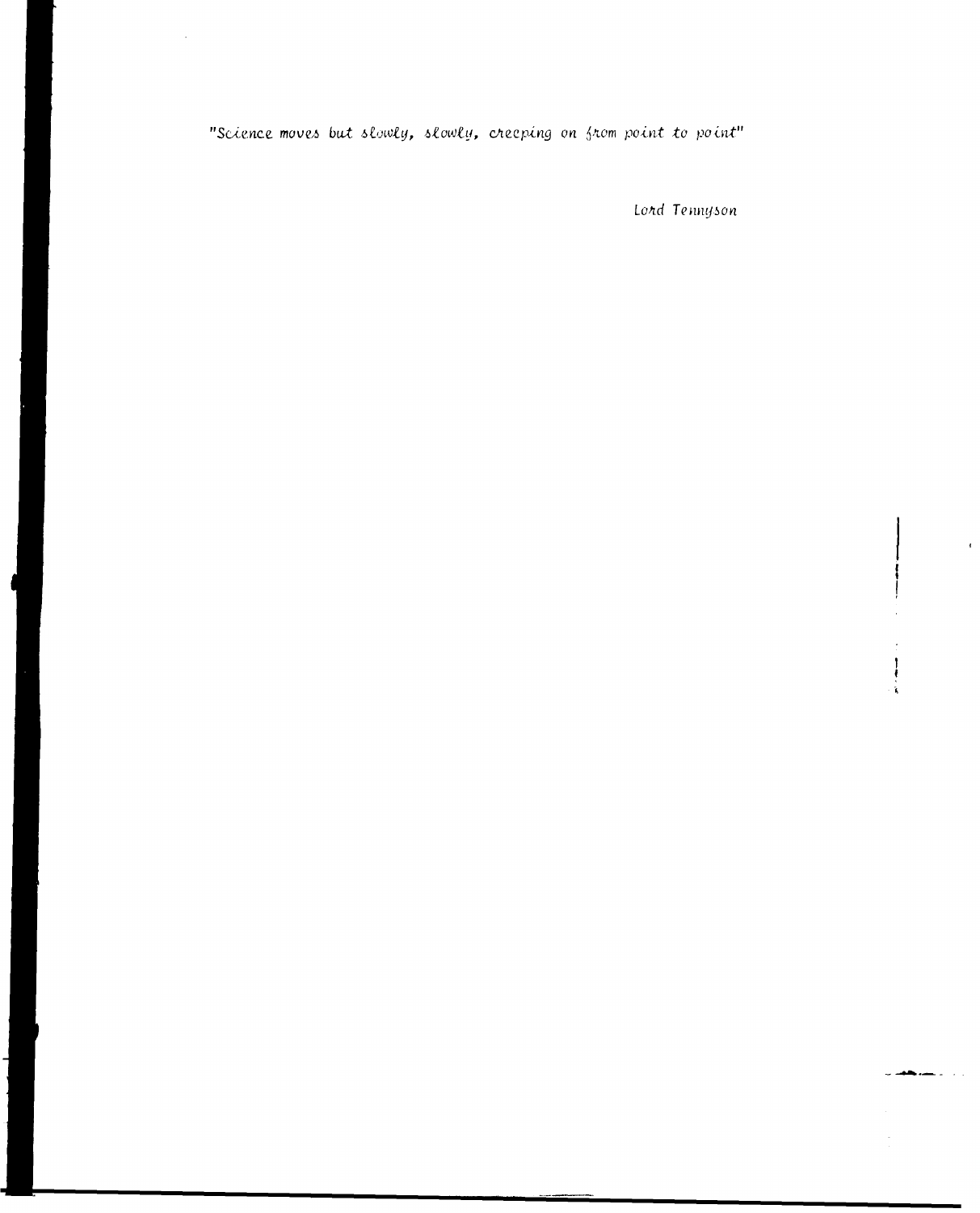*"Science moves but slowly, slowly, creeping on from point to point"*

*Lord Tennyson*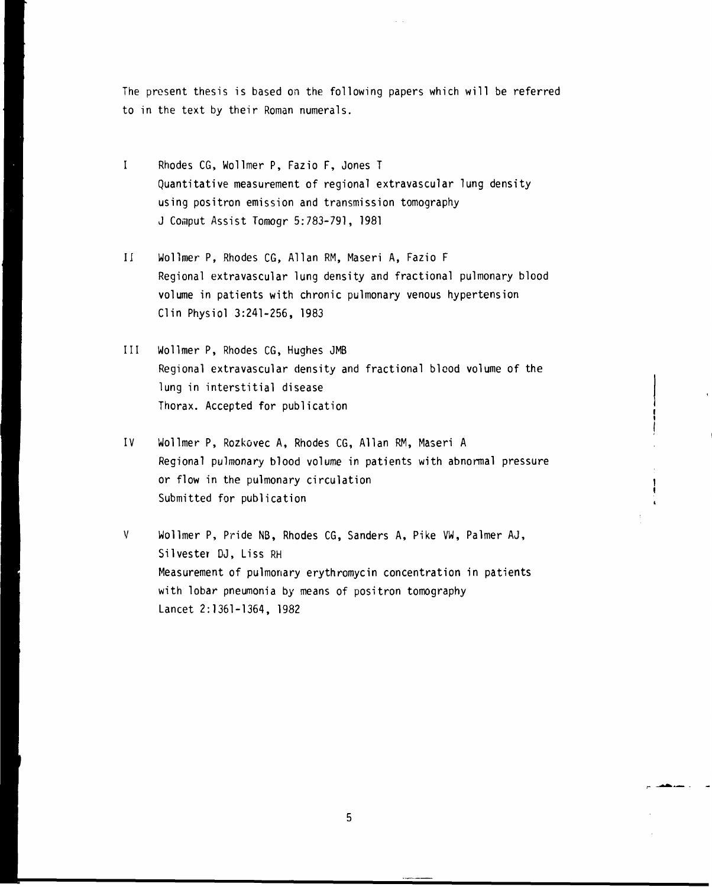The present thesis is based on the following papers which will be referred to in the text by their Roman numerals.

I Rhodes CG, Wollmer P, Fazio F, Jones T
Quantitative measurement of regional extravascular lung density using positron emission and transmission tomography
J Comput Assist Tomogr 5:783-791, 1981

II Wollmer P, Rhodes CG, Allan RM, Maseri A, Fazio F
Regional extravascular lung density and fractional pulmonary blood volume in patients with chronic pulmonary venous hypertension
Clin Physiol 3:241-256, 1983

III Wollmer P, Rhodes CG, Hughes JMB
Regional extravascular density and fractional blood volume of the lung in interstitial disease
Thorax. Accepted for publication

IV Wollmer P, Rozkovec A, Rhodes CG, Allan RM, Maseri A
Regional pulmonary blood volume in patients with abnormal pressure or flow in the pulmonary circulation
Submitted for publication

V Wollmer P, Pride NB, Rhodes CG, Sanders A, Pike VW, Palmer AJ, Silvester DJ, Liss RH
Measurement of pulmonary erythromycin concentration in patients with lobar pneumonia by means of positron tomography
Lancet 2:1361-1364, 1982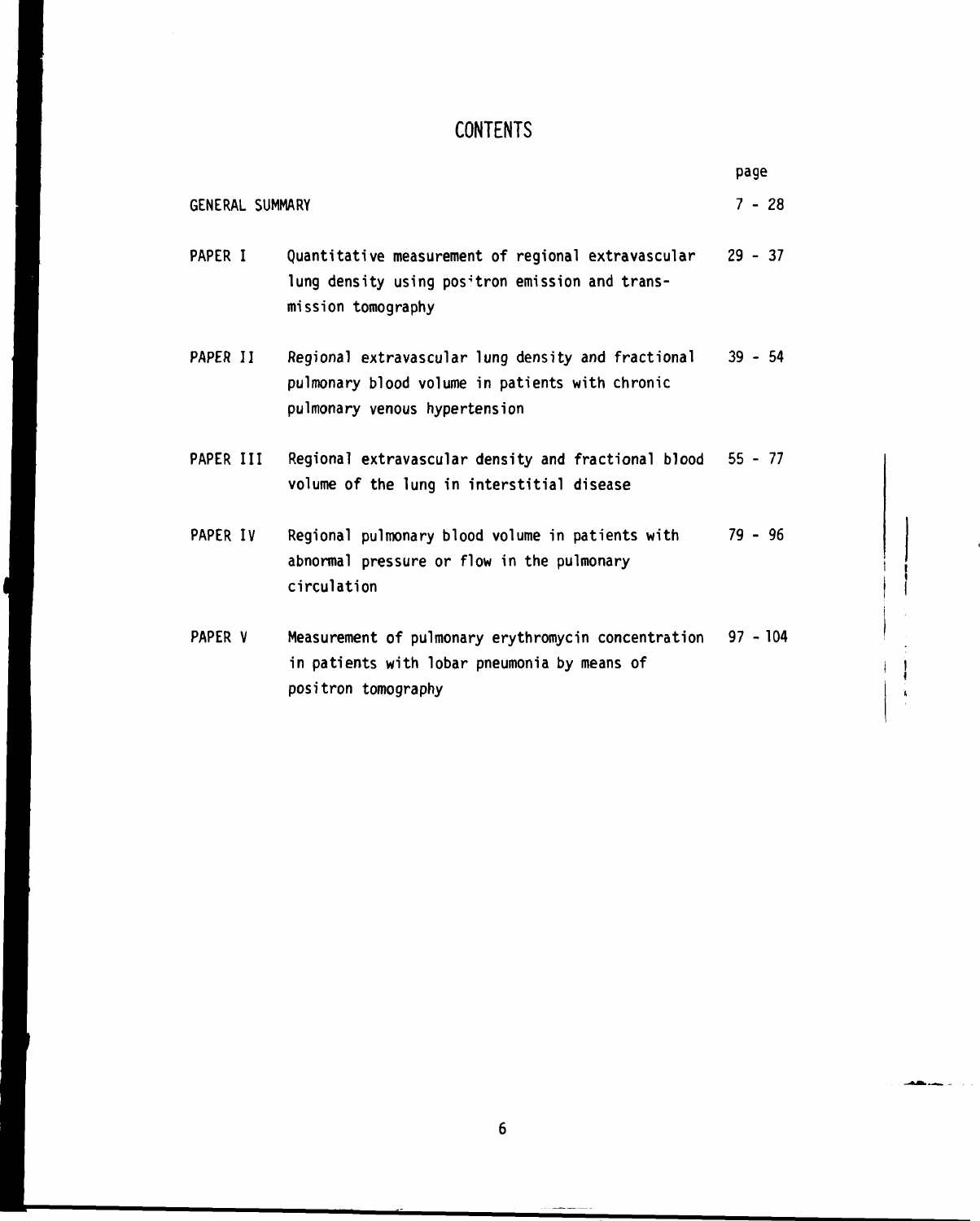# CONTENTS

| | | page |
|---|---|---|
| GENERAL SUMMARY | | 7 - 28 |
| PAPER I | Quantitative measurement of regional extravascular lung density using positron emission and transmission tomography | 29 - 37 |
| PAPER II | Regional extravascular lung density and fractional pulmonary blood volume in patients with chronic pulmonary venous hypertension | 39 - 54 |
| PAPER III | Regional extravascular density and fractional blood volume of the lung in interstitial disease | 55 - 77 |
| PAPER IV | Regional pulmonary blood volume in patients with abnormal pressure or flow in the pulmonary circulation | 79 - 96 |
| PAPER V | Measurement of pulmonary erythromycin concentration in patients with lobar pneumonia by means of positron tomography | 97 - 104 |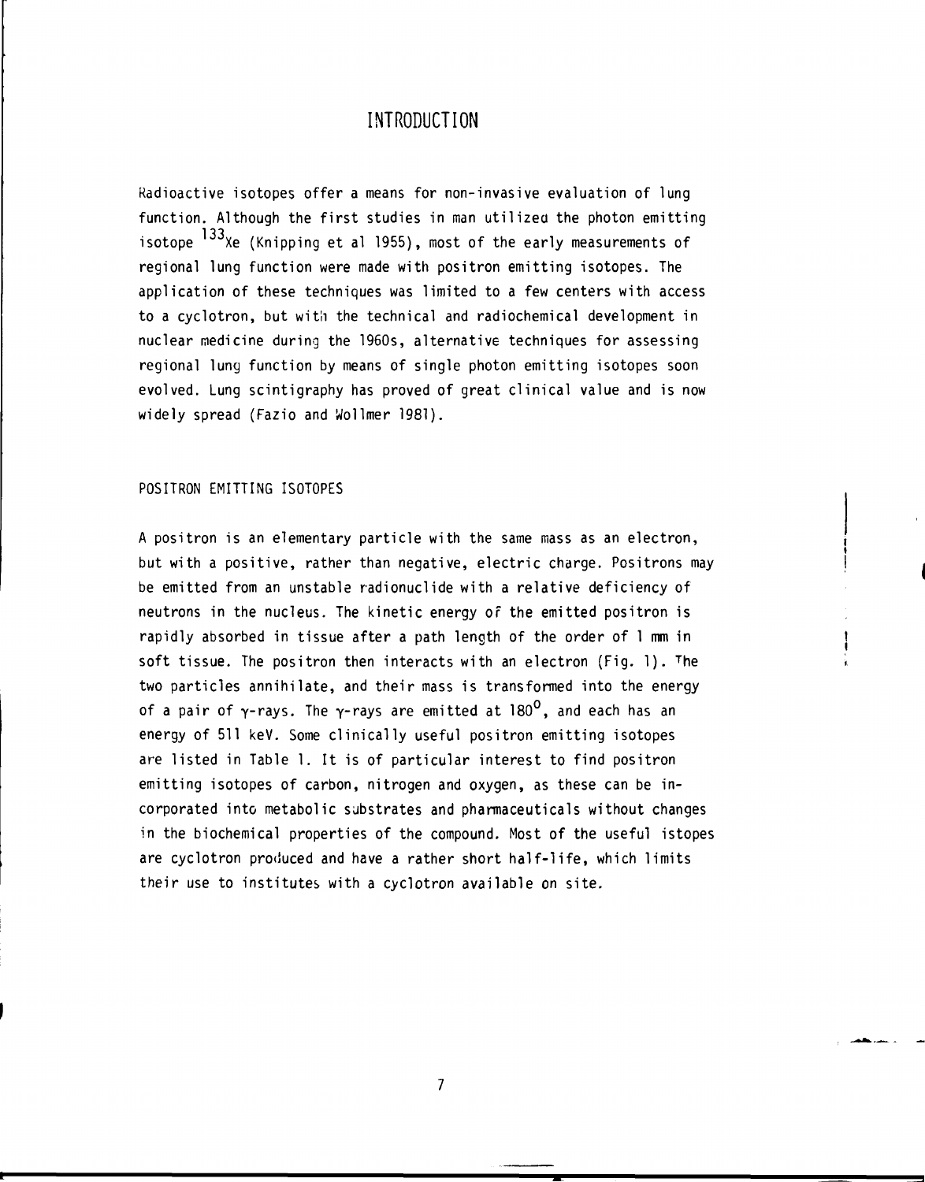# INTRODUCTION

Radioactive isotopes offer a means for non-invasive evaluation of lung function. Although the first studies in man utilized the photon emitting isotope $^{133}Xe$ (Knipping et al 1955), most of the early measurements of regional lung function were made with positron emitting isotopes. The application of these techniques was limited to a few centers with access to a cyclotron, but with the technical and radiochemical development in nuclear medicine during the 1960s, alternative techniques for assessing regional lung function by means of single photon emitting isotopes soon evolved. Lung scintigraphy has proved of great clinical value and is now widely spread (Fazio and Wollmer 1981).

## POSITRON EMITTING ISOTOPES

A positron is an elementary particle with the same mass as an electron, but with a positive, rather than negative, electric charge. Positrons may be emitted from an unstable radionuclide with a relative deficiency of neutrons in the nucleus. The kinetic energy of the emitted positron is rapidly absorbed in tissue after a path length of the order of 1 mm in soft tissue. The positron then interacts with an electron (Fig. 1). The two particles annihilate, and their mass is transformed into the energy of a pair of $\gamma$-rays. The $\gamma$-rays are emitted at $180^{\circ}$, and each has an energy of 511 keV. Some clinically useful positron emitting isotopes are listed in Table 1. It is of particular interest to find positron emitting isotopes of carbon, nitrogen and oxygen, as these can be incorporated into metabolic substrates and pharmaceuticals without changes in the biochemical properties of the compound. Most of the useful istopes are cyclotron produced and have a rather short half-life, which limits their use to institutes with a cyclotron available on site.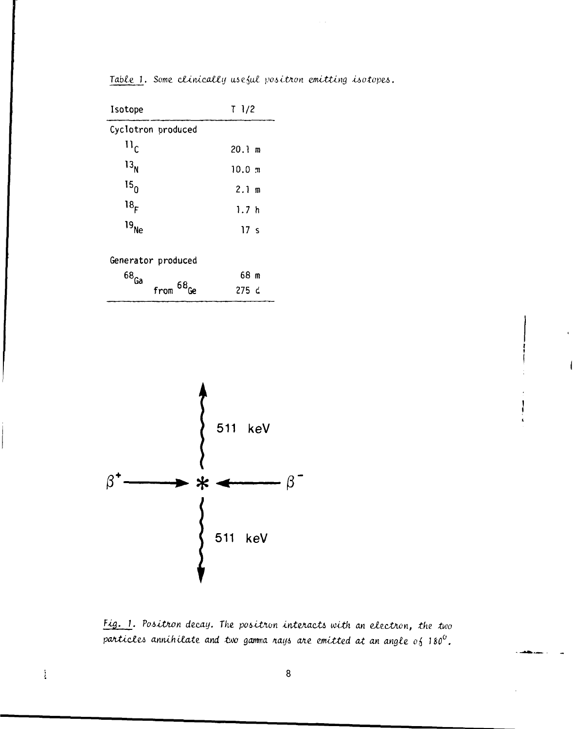*Table 1. Some clinically useful positron emitting isotopes.*

| Isotope | T 1/2 |
|---|---|
| Cyclotron produced | |
| $^{11}C$ | 20.1 m |
| $^{13}N$ | 10.0 m |
| $^{15}O$ | 2.1 m |
| $^{18}F$ | 1.7 h |
| $^{19}Ne$ | 17 s |
| Generator produced | |
| $^{68}Ga$ | 68 m |
| from $^{68}Ge$ | 275 d |

*Fig. 1. Positron decay. The positron interacts with an electron, the two particles annihilate and two gamma rays are emitted at an angle of 180°.*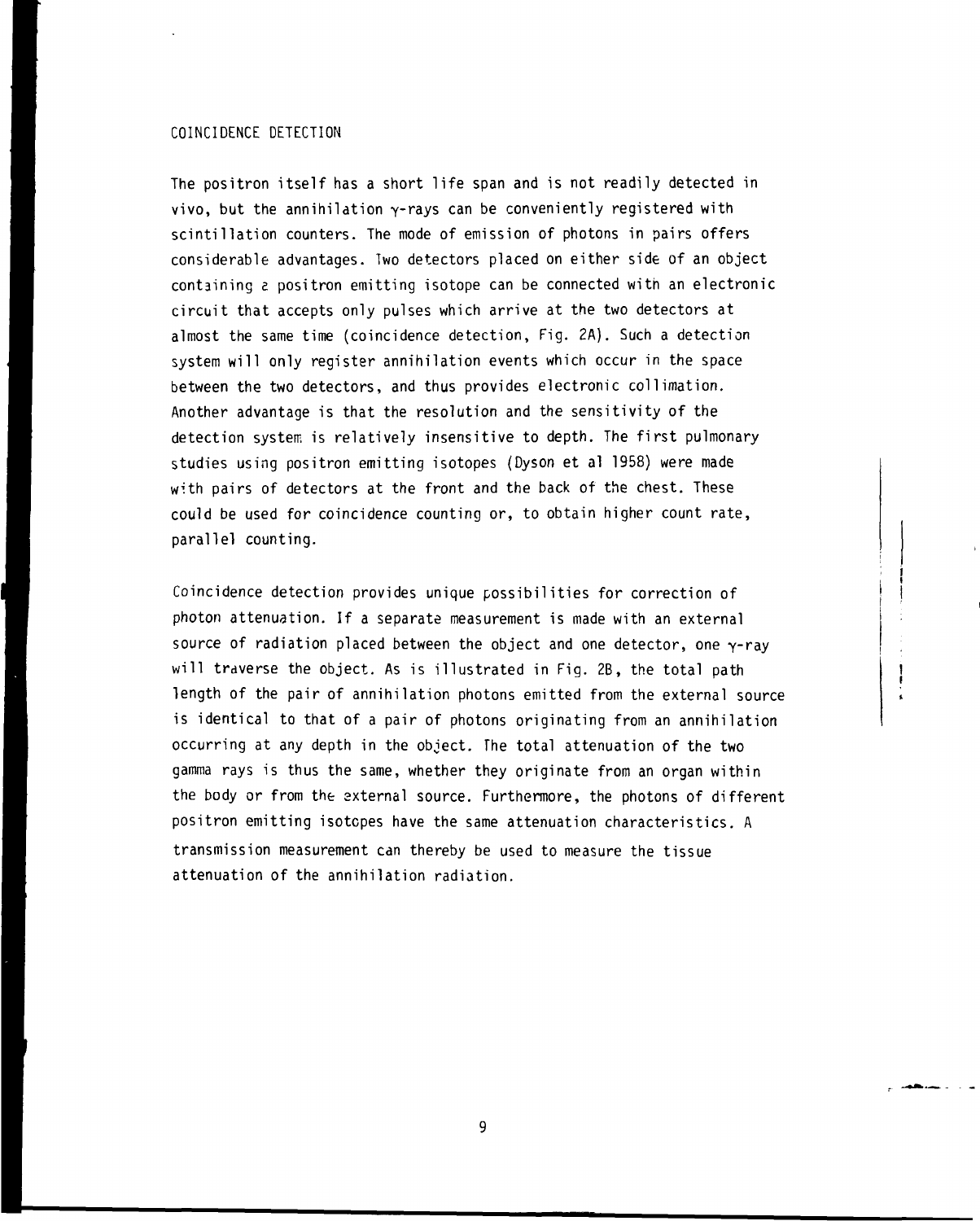## COINCIDENCE DETECTION

The positron itself has a short life span and is not readily detected in vivo, but the annihilation $\gamma$-rays can be conveniently registered with scintillation counters. The mode of emission of photons in pairs offers considerable advantages. Two detectors placed on either side of an object containing a positron emitting isotope can be connected with an electronic circuit that accepts only pulses which arrive at the two detectors at almost the same time (coincidence detection, Fig. 2A). Such a detection system will only register annihilation events which occur in the space between the two detectors, and thus provides electronic collimation. Another advantage is that the resolution and the sensitivity of the detection system is relatively insensitive to depth. The first pulmonary studies using positron emitting isotopes (Dyson et al 1958) were made with pairs of detectors at the front and the back of the chest. These could be used for coincidence counting or, to obtain higher count rate, parallel counting.

Coincidence detection provides unique possibilities for correction of photon attenuation. If a separate measurement is made with an external source of radiation placed between the object and one detector, one $\gamma$-ray will traverse the object. As is illustrated in Fig. 2B, the total path length of the pair of annihilation photons emitted from the external source is identical to that of a pair of photons originating from an annihilation occurring at any depth in the object. The total attenuation of the two gamma rays is thus the same, whether they originate from an organ within the body or from the external source. Furthermore, the photons of different positron emitting isotopes have the same attenuation characteristics. A transmission measurement can thereby be used to measure the tissue attenuation of the annihilation radiation.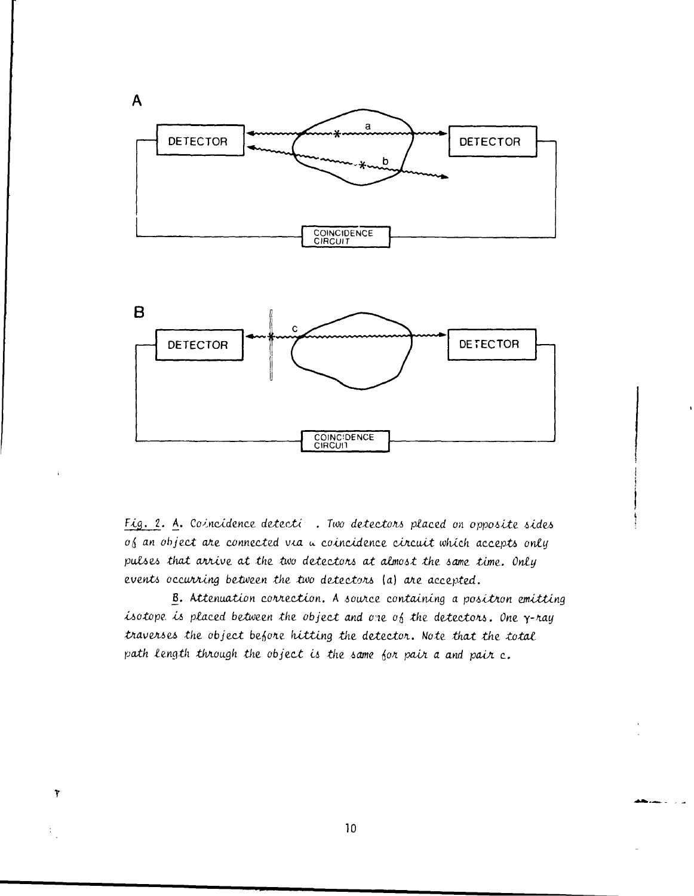A

DETECTOR — a — DETECTOR

b

COINCIDENCE CIRCUIT

B

DETECTOR — c — DETECTOR

COINCIDENCE CIRCUIT

*Fig. 2. A. Coincidence detecti . Two detectors placed on opposite sides of an object are connected via a coincidence circuit which accepts only pulses that arrive at the two detectors at almost the same time. Only events occurring between the two detectors (a) are accepted.*

*B. Attenuation correction. A source containing a positron emitting isotope is placed between the object and one of the detectors. One γ-ray traverses the object before hitting the detector. Note that the total path length through the object is the same for pair a and pair c.*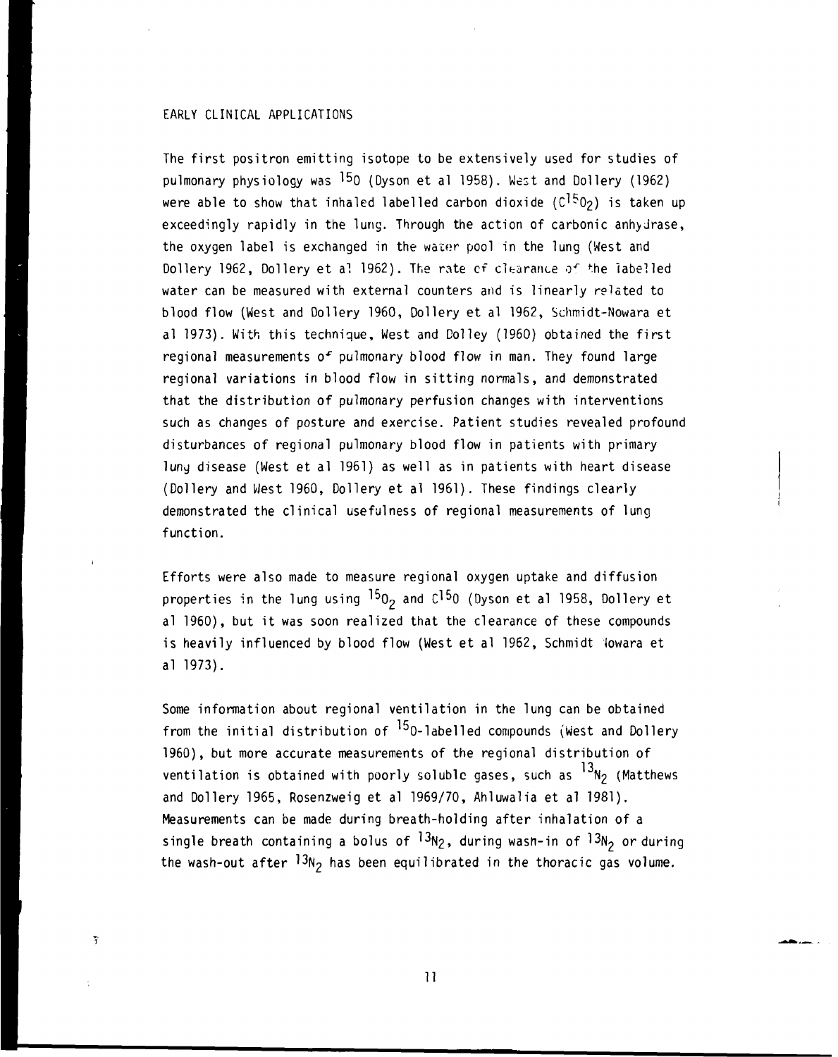## EARLY CLINICAL APPLICATIONS

The first positron emitting isotope to be extensively used for studies of pulmonary physiology was $^{15}O$ (Dyson et al 1958). West and Dollery (1962) were able to show that inhaled labelled carbon dioxide ($C^{15}O_2$) is taken up exceedingly rapidly in the lung. Through the action of carbonic anhydrase, the oxygen label is exchanged in the water pool in the lung (West and Dollery 1962, Dollery et al 1962). The rate of clearance of the labelled water can be measured with external counters and is linearly related to blood flow (West and Dollery 1960, Dollery et al 1962, Schmidt-Nowara et al 1973). With this technique, West and Dolley (1960) obtained the first regional measurements of pulmonary blood flow in man. They found large regional variations in blood flow in sitting normals, and demonstrated that the distribution of pulmonary perfusion changes with interventions such as changes of posture and exercise. Patient studies revealed profound disturbances of regional pulmonary blood flow in patients with primary lung disease (West et al 1961) as well as in patients with heart disease (Dollery and West 1960, Dollery et al 1961). These findings clearly demonstrated the clinical usefulness of regional measurements of lung function.

Efforts were also made to measure regional oxygen uptake and diffusion properties in the lung using $^{15}O_2$ and $C^{15}O$ (Dyson et al 1958, Dollery et al 1960), but it was soon realized that the clearance of these compounds is heavily influenced by blood flow (West et al 1962, Schmidt Nowara et al 1973).

Some information about regional ventilation in the lung can be obtained from the initial distribution of $^{15}O$-labelled compounds (West and Dollery 1960), but more accurate measurements of the regional distribution of ventilation is obtained with poorly soluble gases, such as $^{13}N_2$ (Matthews and Dollery 1965, Rosenzweig et al 1969/70, Ahluwalia et al 1981). Measurements can be made during breath-holding after inhalation of a single breath containing a bolus of $^{13}N_2$, during wash-in of $^{13}N_2$ or during the wash-out after $^{13}N_2$ has been equilibrated in the thoracic gas volume.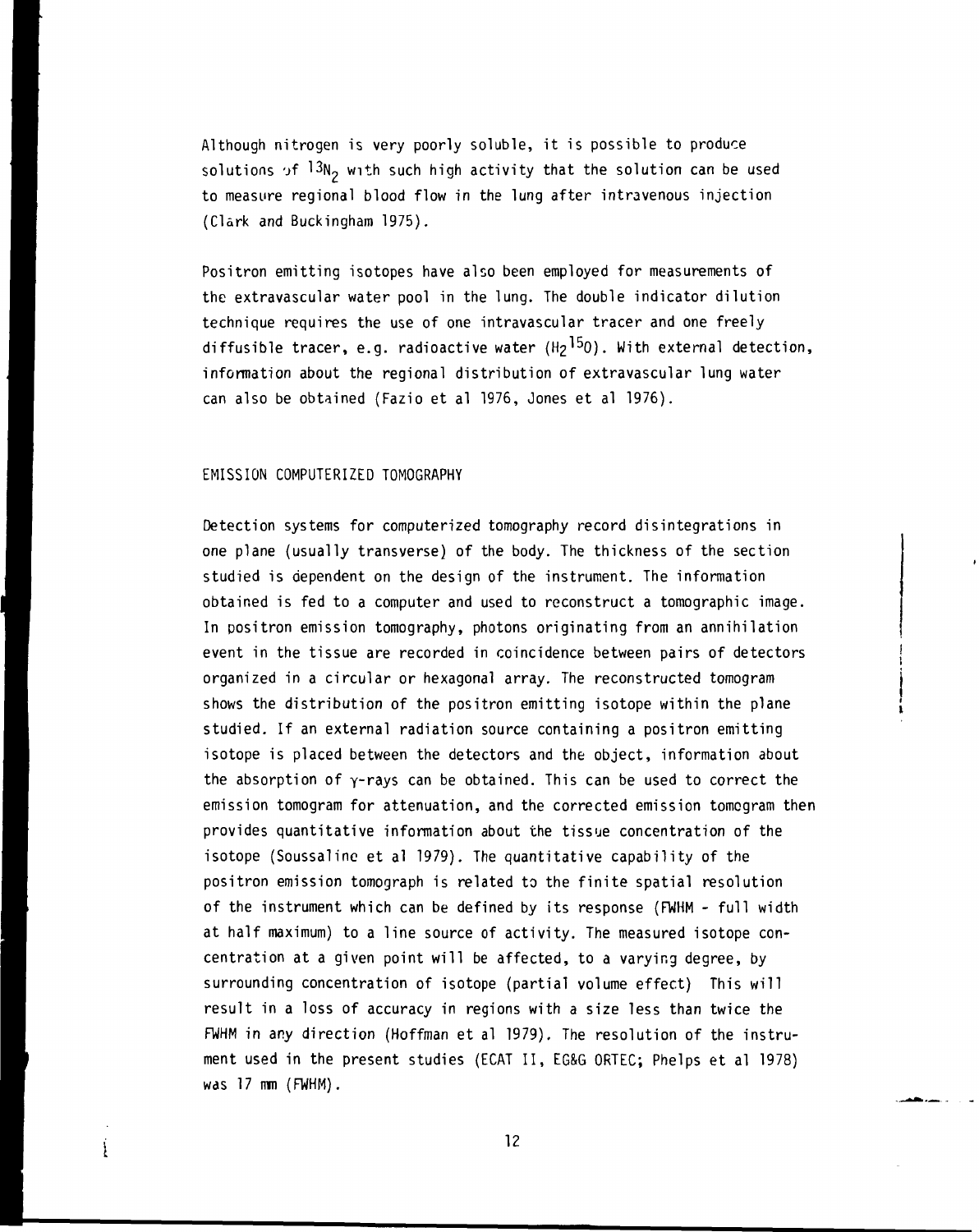Although nitrogen is very poorly soluble, it is possible to produce solutions of $^{13}N_2$ with such high activity that the solution can be used to measure regional blood flow in the lung after intravenous injection (Clark and Buckingham 1975).

Positron emitting isotopes have also been employed for measurements of the extravascular water pool in the lung. The double indicator dilution technique requires the use of one intravascular tracer and one freely diffusible tracer, e.g. radioactive water ($H_2{}^{15}O$). With external detection, information about the regional distribution of extravascular lung water can also be obtained (Fazio et al 1976, Jones et al 1976).

## EMISSION COMPUTERIZED TOMOGRAPHY

Detection systems for computerized tomography record disintegrations in one plane (usually transverse) of the body. The thickness of the section studied is dependent on the design of the instrument. The information obtained is fed to a computer and used to reconstruct a tomographic image. In positron emission tomography, photons originating from an annihilation event in the tissue are recorded in coincidence between pairs of detectors organized in a circular or hexagonal array. The reconstructed tomogram shows the distribution of the positron emitting isotope within the plane studied. If an external radiation source containing a positron emitting isotope is placed between the detectors and the object, information about the absorption of $\gamma$-rays can be obtained. This can be used to correct the emission tomogram for attenuation, and the corrected emission tomogram then provides quantitative information about the tissue concentration of the isotope (Soussaline et al 1979). The quantitative capability of the positron emission tomograph is related to the finite spatial resolution of the instrument which can be defined by its response (FWHM - full width at half maximum) to a line source of activity. The measured isotope concentration at a given point will be affected, to a varying degree, by surrounding concentration of isotope (partial volume effect) This will result in a loss of accuracy in regions with a size less than twice the FWHM in any direction (Hoffman et al 1979). The resolution of the instrument used in the present studies (ECAT II, EG&G ORTEC; Phelps et al 1978) was 17 mm (FWHM).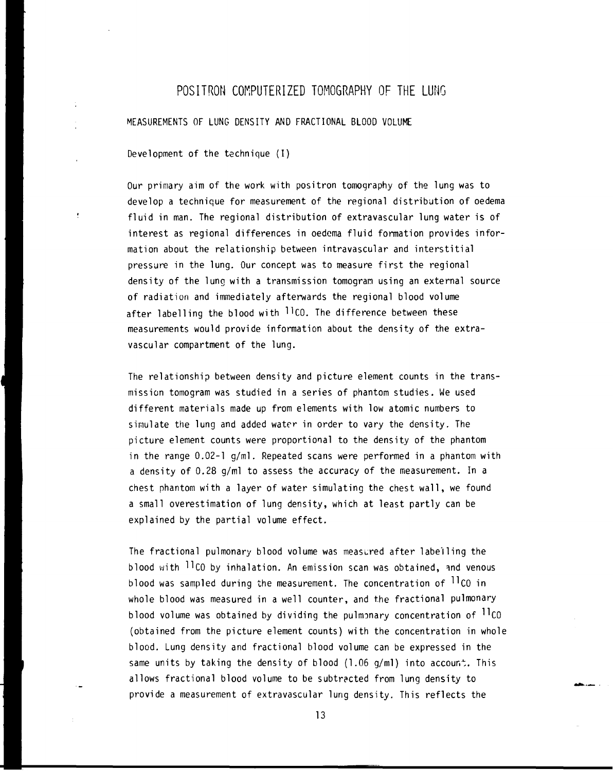# POSITRON COMPUTERIZED TOMOGRAPHY OF THE LUNG

## MEASUREMENTS OF LUNG DENSITY AND FRACTIONAL BLOOD VOLUME

### Development of the technique (I)

Our primary aim of the work with positron tomography of the lung was to develop a technique for measurement of the regional distribution of oedema fluid in man. The regional distribution of extravascular lung water is of interest as regional differences in oedema fluid formation provides information about the relationship between intravascular and interstitial pressure in the lung. Our concept was to measure first the regional density of the lung with a transmission tomogram using an external source of radiation and immediately afterwards the regional blood volume after labelling the blood with $^{11}CO$. The difference between these measurements would provide information about the density of the extravascular compartment of the lung.

The relationship between density and picture element counts in the transmission tomogram was studied in a series of phantom studies. We used different materials made up from elements with low atomic numbers to simulate the lung and added water in order to vary the density. The picture element counts were proportional to the density of the phantom in the range 0.02-1 g/ml. Repeated scans were performed in a phantom with a density of 0.28 g/ml to assess the accuracy of the measurement. In a chest phantom with a layer of water simulating the chest wall, we found a small overestimation of lung density, which at least partly can be explained by the partial volume effect.

The fractional pulmonary blood volume was measured after labelling the blood with $^{11}CO$ by inhalation. An emission scan was obtained, and venous blood was sampled during the measurement. The concentration of $^{11}CO$ in whole blood was measured in a well counter, and the fractional pulmonary blood volume was obtained by dividing the pulmonary concentration of $^{11}CO$ (obtained from the picture element counts) with the concentration in whole blood. Lung density and fractional blood volume can be expressed in the same units by taking the density of blood (1.06 g/ml) into account. This allows fractional blood volume to be subtracted from lung density to provide a measurement of extravascular lung density. This reflects the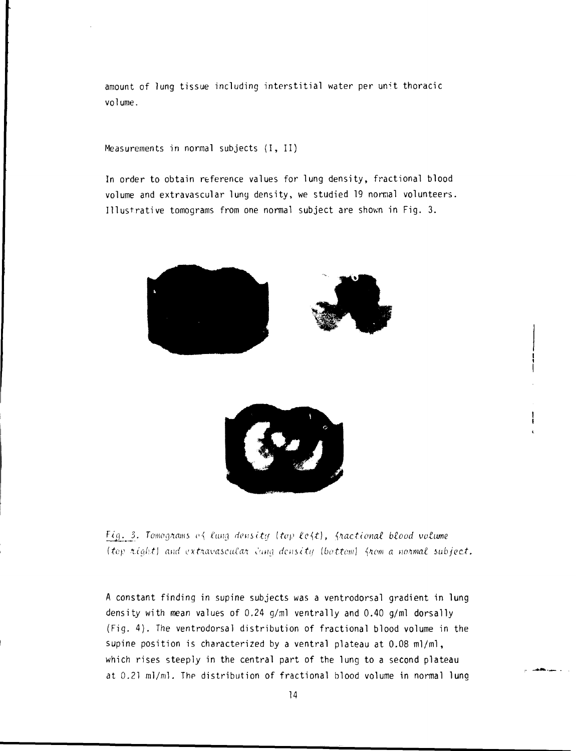amount of lung tissue including interstitial water per unit thoracic volume.

Measurements in normal subjects (I, II)

In order to obtain reference values for lung density, fractional blood volume and extravascular lung density, we studied 19 normal volunteers. Illustrative tomograms from one normal subject are shown in Fig. 3.

*Fig. 3. Tomograms of lung density (top left), fractional blood volume (top right) and extravascular lung density (bottom) from a normal subject.*

A constant finding in supine subjects was a ventrodorsal gradient in lung density with mean values of 0.24 g/ml ventrally and 0.40 g/ml dorsally (Fig. 4). The ventrodorsal distribution of fractional blood volume in the supine position is characterized by a ventral plateau at 0.08 ml/ml, which rises steeply in the central part of the lung to a second plateau at 0.21 ml/ml. The distribution of fractional blood volume in normal lung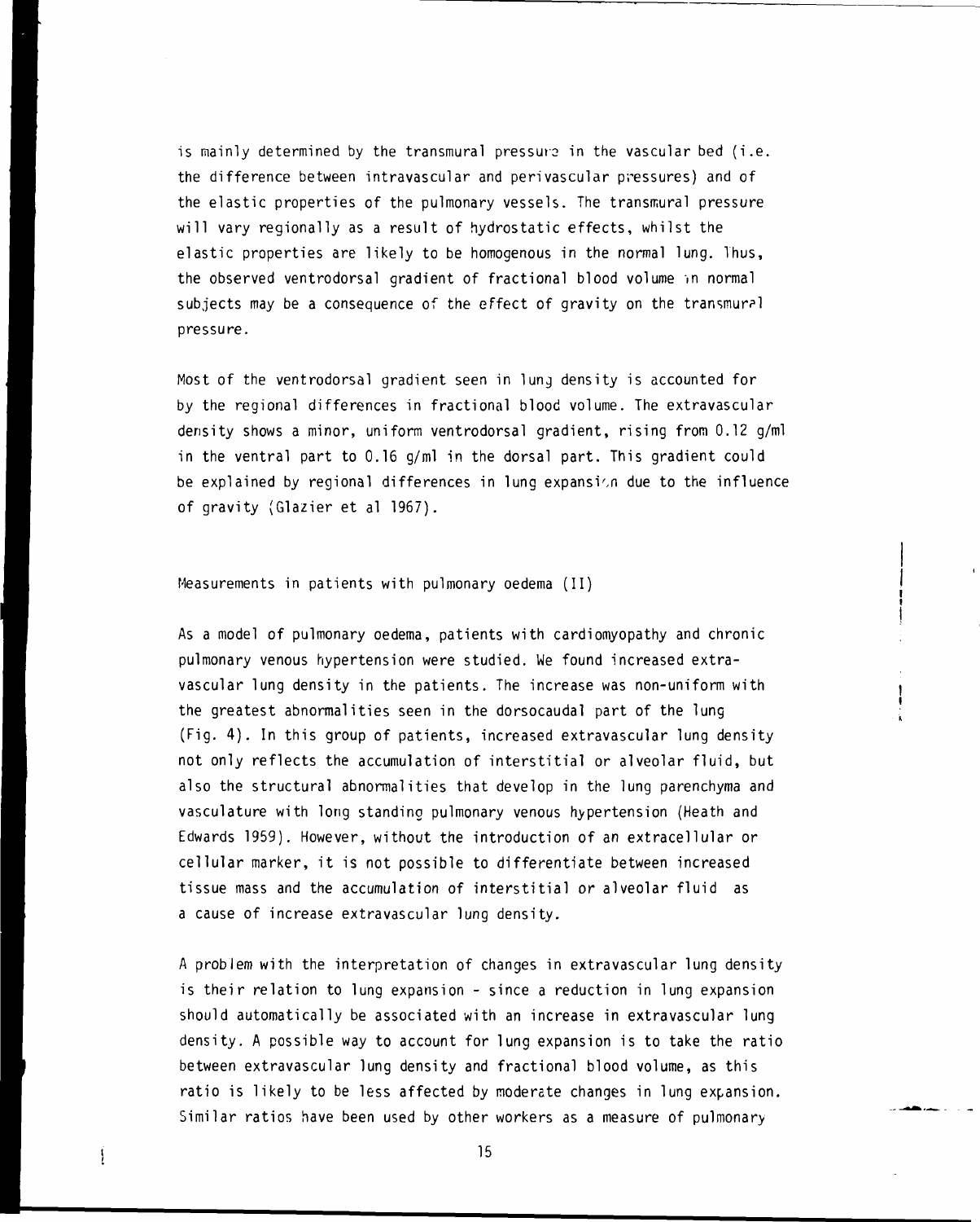is mainly determined by the transmural pressure in the vascular bed (i.e. the difference between intravascular and perivascular pressures) and of the elastic properties of the pulmonary vessels. The transmural pressure will vary regionally as a result of hydrostatic effects, whilst the elastic properties are likely to be homogenous in the normal lung. Thus, the observed ventrodorsal gradient of fractional blood volume in normal subjects may be a consequence of the effect of gravity on the transmural pressure.

Most of the ventrodorsal gradient seen in lung density is accounted for by the regional differences in fractional blood volume. The extravascular density shows a minor, uniform ventrodorsal gradient, rising from 0.12 g/ml in the ventral part to 0.16 g/ml in the dorsal part. This gradient could be explained by regional differences in lung expansion due to the influence of gravity (Glazier et al 1967).

## Measurements in patients with pulmonary oedema (II)

As a model of pulmonary oedema, patients with cardiomyopathy and chronic pulmonary venous hypertension were studied. We found increased extravascular lung density in the patients. The increase was non-uniform with the greatest abnormalities seen in the dorsocaudal part of the lung (Fig. 4). In this group of patients, increased extravascular lung density not only reflects the accumulation of interstitial or alveolar fluid, but also the structural abnormalities that develop in the lung parenchyma and vasculature with long standing pulmonary venous hypertension (Heath and Edwards 1959). However, without the introduction of an extracellular or cellular marker, it is not possible to differentiate between increased tissue mass and the accumulation of interstitial or alveolar fluid as a cause of increase extravascular lung density.

A problem with the interpretation of changes in extravascular lung density is their relation to lung expansion - since a reduction in lung expansion should automatically be associated with an increase in extravascular lung density. A possible way to account for lung expansion is to take the ratio between extravascular lung density and fractional blood volume, as this ratio is likely to be less affected by moderate changes in lung expansion. Similar ratios have been used by other workers as a measure of pulmonary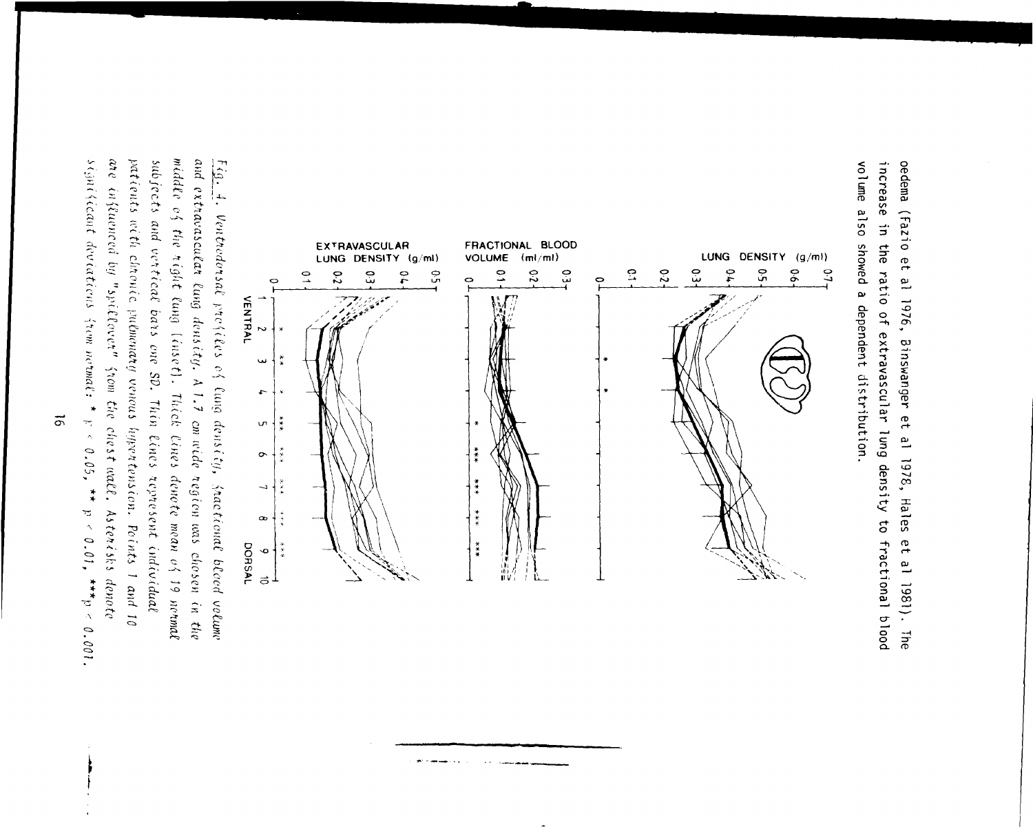oedema (Fazio et al 1976, Binswanger et al 1978, Hales et al 1981). The increase in the ratio of extravascular lung density to fractional blood volume also showed a dependent distribution.

*Fig. 4.* *Ventrodorsal profiles of lung density, fractional blood volume and extravascular lung density. A 1.7 cm wide region was chosen in the middle of the right lung (inset). Thick lines denote mean of 19 normal subjects and vertical bars one SD. Thin lines represent individual patients with chronic pulmonary venous hypertension. Points 1 and 10 are influenced by "spillover" from the chest wall. Asterisks denote significant deviations from normal: * $p < 0.05$, ** $p < 0.01$, *** $p < 0.001$.*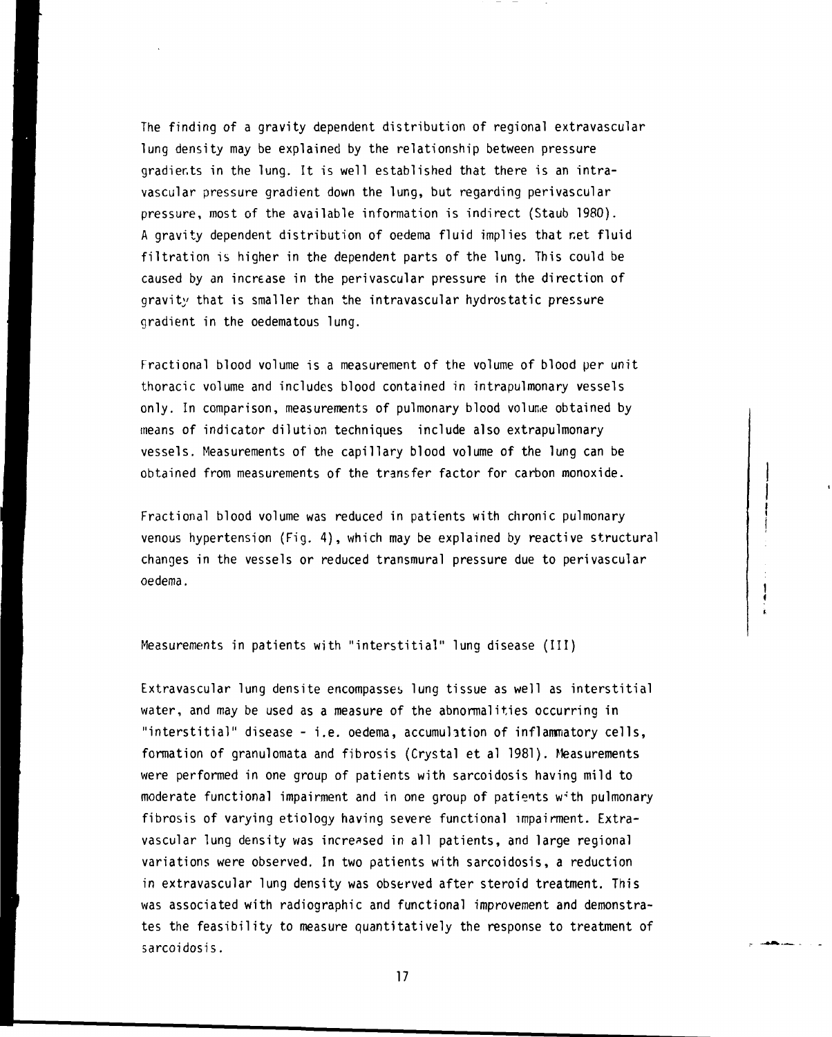The finding of a gravity dependent distribution of regional extravascular lung density may be explained by the relationship between pressure gradients in the lung. It is well established that there is an intravascular pressure gradient down the lung, but regarding perivascular pressure, most of the available information is indirect (Staub 1980). A gravity dependent distribution of oedema fluid implies that net fluid filtration is higher in the dependent parts of the lung. This could be caused by an increase in the perivascular pressure in the direction of gravity that is smaller than the intravascular hydrostatic pressure gradient in the oedematous lung.

Fractional blood volume is a measurement of the volume of blood per unit thoracic volume and includes blood contained in intrapulmonary vessels only. In comparison, measurements of pulmonary blood volume obtained by means of indicator dilution techniques include also extrapulmonary vessels. Measurements of the capillary blood volume of the lung can be obtained from measurements of the transfer factor for carbon monoxide.

Fractional blood volume was reduced in patients with chronic pulmonary venous hypertension (Fig. 4), which may be explained by reactive structural changes in the vessels or reduced transmural pressure due to perivascular oedema.

## Measurements in patients with "interstitial" lung disease (III)

Extravascular lung densite encompasses lung tissue as well as interstitial water, and may be used as a measure of the abnormalities occurring in "interstitial" disease - i.e. oedema, accumulation of inflammatory cells, formation of granulomata and fibrosis (Crystal et al 1981). Measurements were performed in one group of patients with sarcoidosis having mild to moderate functional impairment and in one group of patients with pulmonary fibrosis of varying etiology having severe functional impairment. Extravascular lung density was increased in all patients, and large regional variations were observed. In two patients with sarcoidosis, a reduction in extravascular lung density was observed after steroid treatment. This was associated with radiographic and functional improvement and demonstrates the feasibility to measure quantitatively the response to treatment of sarcoidosis.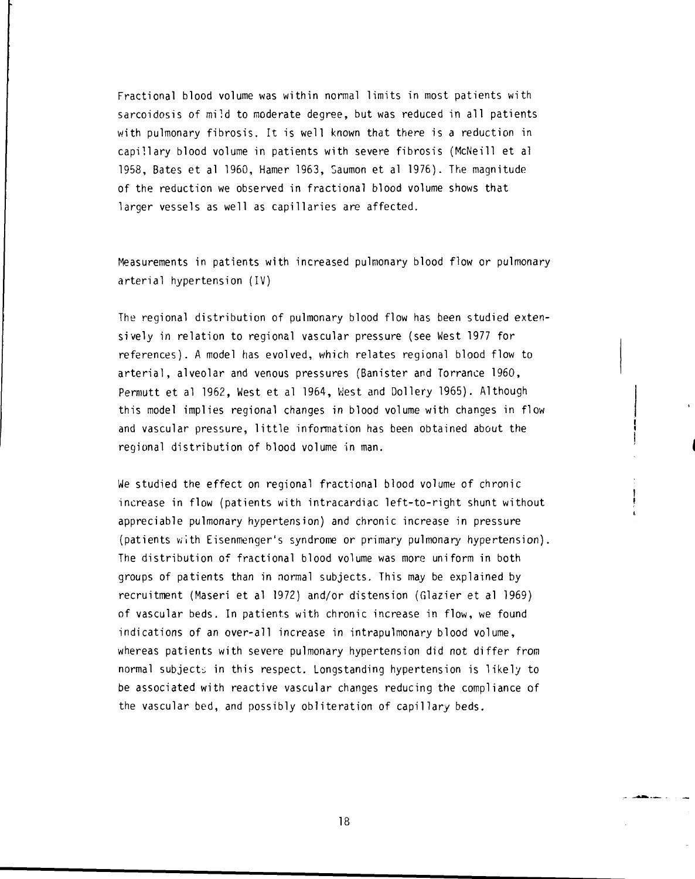Fractional blood volume was within normal limits in most patients with sarcoidosis of mild to moderate degree, but was reduced in all patients with pulmonary fibrosis. It is well known that there is a reduction in capillary blood volume in patients with severe fibrosis (McNeill et al 1958, Bates et al 1960, Hamer 1963, Saumon et al 1976). The magnitude of the reduction we observed in fractional blood volume shows that larger vessels as well as capillaries are affected.

Measurements in patients with increased pulmonary blood flow or pulmonary arterial hypertension (IV)

The regional distribution of pulmonary blood flow has been studied extensively in relation to regional vascular pressure (see West 1977 for references). A model has evolved, which relates regional blood flow to arterial, alveolar and venous pressures (Banister and Torrance 1960, Permutt et al 1962, West et al 1964, West and Dollery 1965). Although this model implies regional changes in blood volume with changes in flow and vascular pressure, little information has been obtained about the regional distribution of blood volume in man.

We studied the effect on regional fractional blood volume of chronic increase in flow (patients with intracardiac left-to-right shunt without appreciable pulmonary hypertension) and chronic increase in pressure (patients with Eisenmenger's syndrome or primary pulmonary hypertension). The distribution of fractional blood volume was more uniform in both groups of patients than in normal subjects. This may be explained by recruitment (Maseri et al 1972) and/or distension (Glazier et al 1969) of vascular beds. In patients with chronic increase in flow, we found indications of an over-all increase in intrapulmonary blood volume, whereas patients with severe pulmonary hypertension did not differ from normal subjects in this respect. Longstanding hypertension is likely to be associated with reactive vascular changes reducing the compliance of the vascular bed, and possibly obliteration of capillary beds.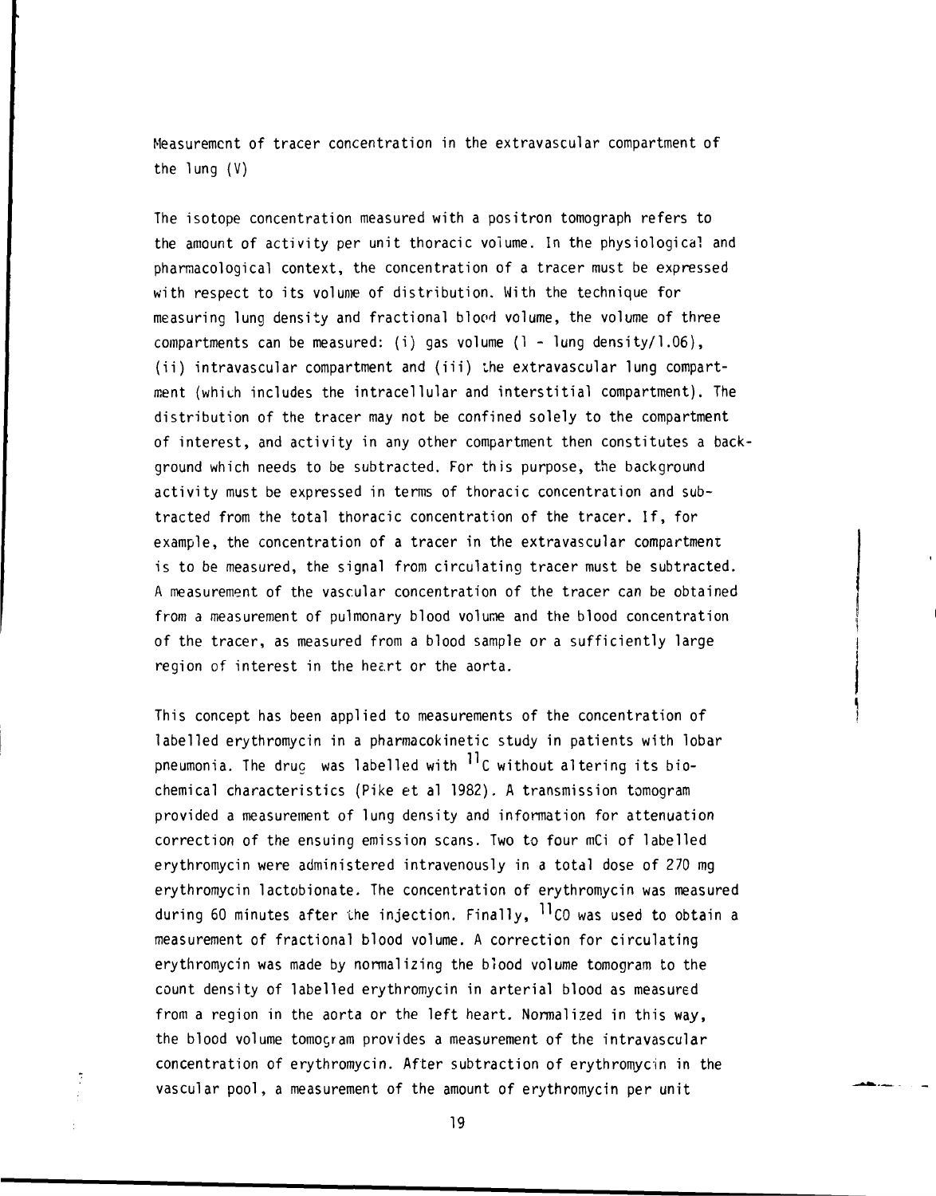Measurement of tracer concentration in the extravascular compartment of the lung (V)

The isotope concentration measured with a positron tomograph refers to the amount of activity per unit thoracic volume. In the physiological and pharmacological context, the concentration of a tracer must be expressed with respect to its volume of distribution. With the technique for measuring lung density and fractional blood volume, the volume of three compartments can be measured: (i) gas volume (1 - lung density/1.06), (ii) intravascular compartment and (iii) the extravascular lung compartment (which includes the intracellular and interstitial compartment). The distribution of the tracer may not be confined solely to the compartment of interest, and activity in any other compartment then constitutes a background which needs to be subtracted. For this purpose, the background activity must be expressed in terms of thoracic concentration and subtracted from the total thoracic concentration of the tracer. If, for example, the concentration of a tracer in the extravascular compartment is to be measured, the signal from circulating tracer must be subtracted. A measurement of the vascular concentration of the tracer can be obtained from a measurement of pulmonary blood volume and the blood concentration of the tracer, as measured from a blood sample or a sufficiently large region of interest in the heart or the aorta.

This concept has been applied to measurements of the concentration of labelled erythromycin in a pharmacokinetic study in patients with lobar pneumonia. The drug was labelled with $^{11}C$ without altering its biochemical characteristics (Pike et al 1982). A transmission tomogram provided a measurement of lung density and information for attenuation correction of the ensuing emission scans. Two to four mCi of labelled erythromycin were administered intravenously in a total dose of 270 mg erythromycin lactobionate. The concentration of erythromycin was measured during 60 minutes after the injection. Finally, $^{11}CO$ was used to obtain a measurement of fractional blood volume. A correction for circulating erythromycin was made by normalizing the blood volume tomogram to the count density of labelled erythromycin in arterial blood as measured from a region in the aorta or the left heart. Normalized in this way, the blood volume tomogram provides a measurement of the intravascular concentration of erythromycin. After subtraction of erythromycin in the vascular pool, a measurement of the amount of erythromycin per unit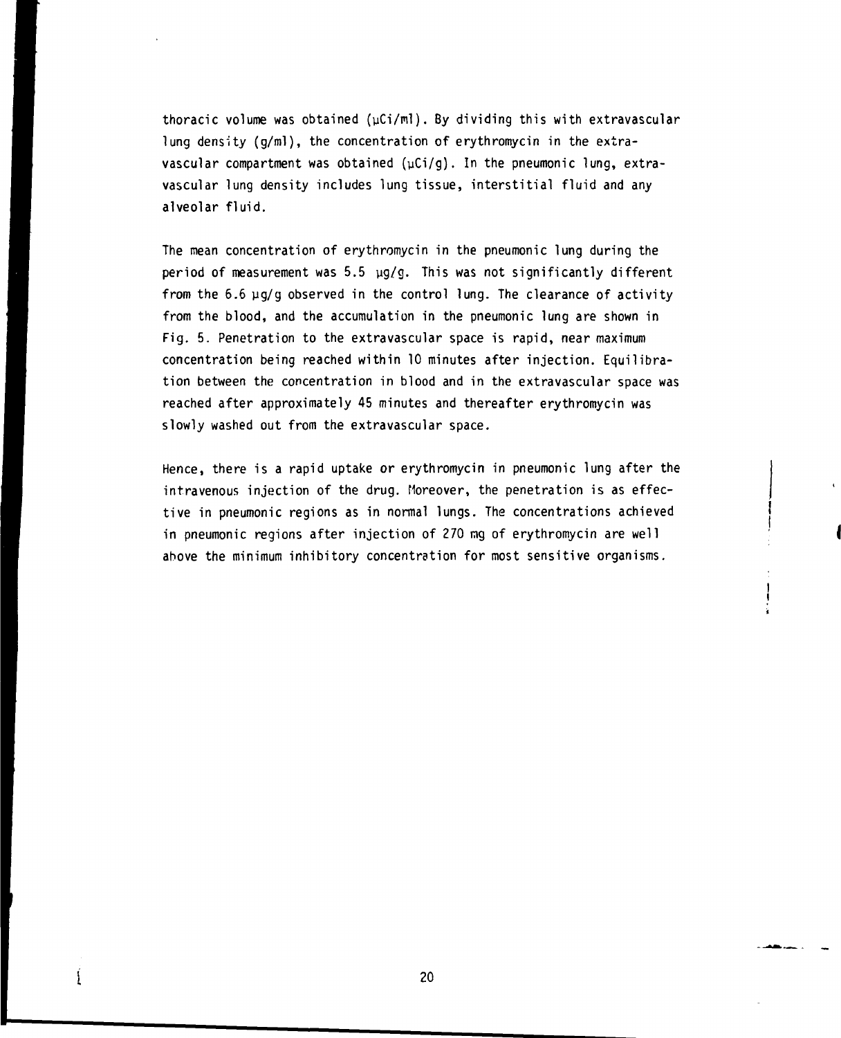thoracic volume was obtained (μCi/ml). By dividing this with extravascular lung density (g/ml), the concentration of erythromycin in the extravascular compartment was obtained (μCi/g). In the pneumonic lung, extravascular lung density includes lung tissue, interstitial fluid and any alveolar fluid.

The mean concentration of erythromycin in the pneumonic lung during the period of measurement was 5.5 μg/g. This was not significantly different from the 6.6 μg/g observed in the control lung. The clearance of activity from the blood, and the accumulation in the pneumonic lung are shown in Fig. 5. Penetration to the extravascular space is rapid, near maximum concentration being reached within 10 minutes after injection. Equilibration between the concentration in blood and in the extravascular space was reached after approximately 45 minutes and thereafter erythromycin was slowly washed out from the extravascular space.

Hence, there is a rapid uptake or erythromycin in pneumonic lung after the intravenous injection of the drug. Moreover, the penetration is as effective in pneumonic regions as in normal lungs. The concentrations achieved in pneumonic regions after injection of 270 mg of erythromycin are well above the minimum inhibitory concentration for most sensitive organisms.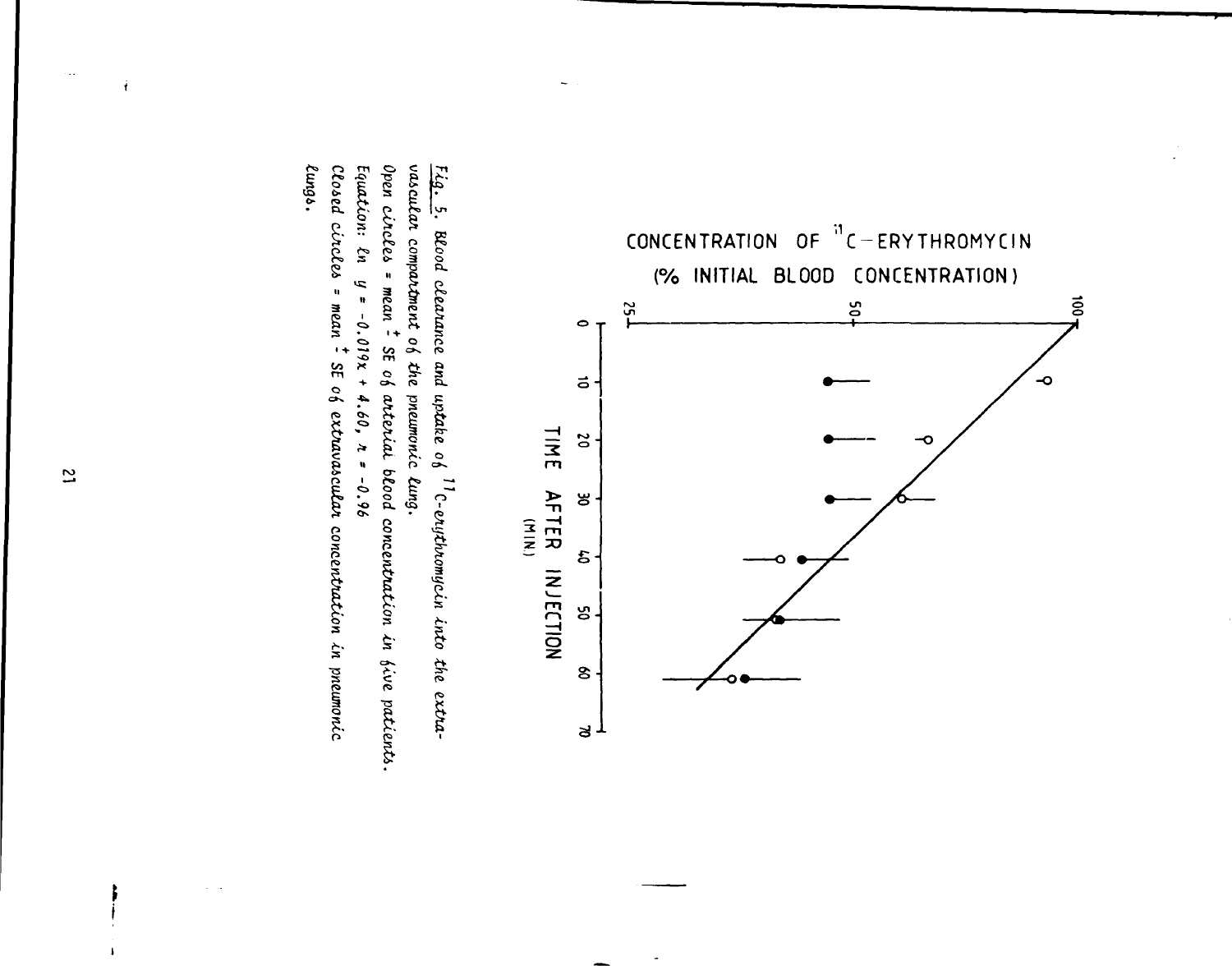CONCENTRATION OF $^{11}$C-ERYTHROMYCIN

(% INITIAL BLOOD CONCENTRATION)

TIME AFTER INJECTION (MIN.)

Fig. 5. Blood clearance and uptake of $^{11}$C-erythromycin into the extravascular compartment of the pneumonic lung.

Open circles = mean ± SE of arterial blood concentration in five patients.

Equation: $\ln y = -0.019x + 4.60$, $r = -0.96$

Closed circles = mean ± SE of extravascular concentration in pneumonic lungs.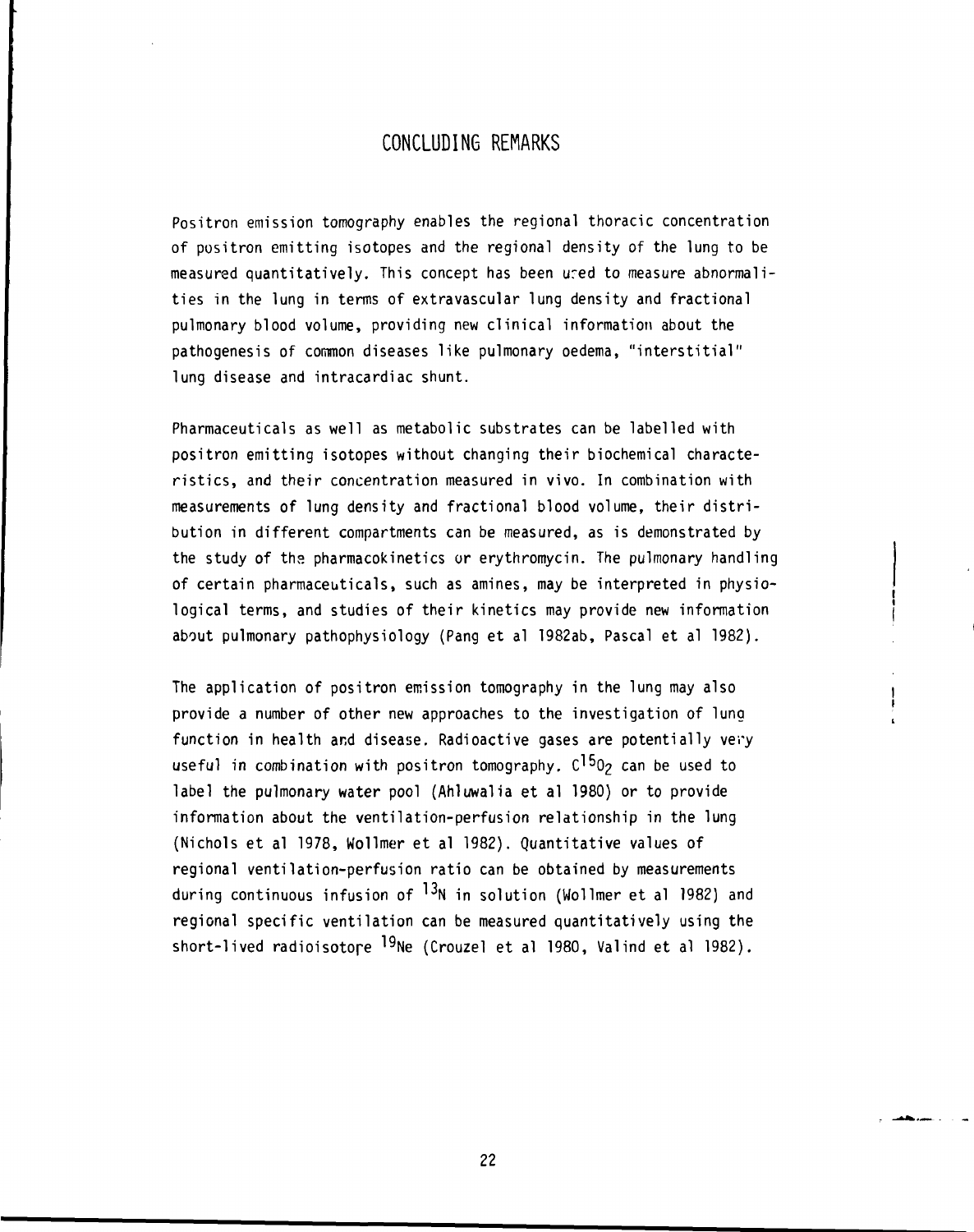# CONCLUDING REMARKS

Positron emission tomography enables the regional thoracic concentration of positron emitting isotopes and the regional density of the lung to be measured quantitatively. This concept has been used to measure abnormalities in the lung in terms of extravascular lung density and fractional pulmonary blood volume, providing new clinical information about the pathogenesis of common diseases like pulmonary oedema, "interstitial" lung disease and intracardiac shunt.

Pharmaceuticals as well as metabolic substrates can be labelled with positron emitting isotopes without changing their biochemical characteristics, and their concentration measured in vivo. In combination with measurements of lung density and fractional blood volume, their distribution in different compartments can be measured, as is demonstrated by the study of the pharmacokinetics or erythromycin. The pulmonary handling of certain pharmaceuticals, such as amines, may be interpreted in physiological terms, and studies of their kinetics may provide new information about pulmonary pathophysiology (Pang et al 1982ab, Pascal et al 1982).

The application of positron emission tomography in the lung may also provide a number of other new approaches to the investigation of lung function in health and disease. Radioactive gases are potentially very useful in combination with positron tomography. $C^{15}O_2$ can be used to label the pulmonary water pool (Ahluwalia et al 1980) or to provide information about the ventilation-perfusion relationship in the lung (Nichols et al 1978, Wollmer et al 1982). Quantitative values of regional ventilation-perfusion ratio can be obtained by measurements during continuous infusion of $^{13}N$ in solution (Wollmer et al 1982) and regional specific ventilation can be measured quantitatively using the short-lived radioisotope $^{19}Ne$ (Crouzel et al 1980, Valind et al 1982).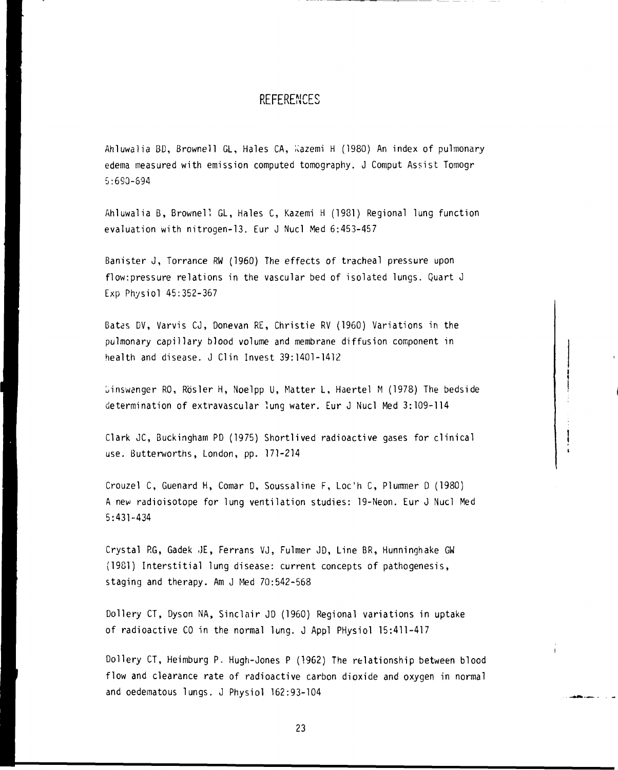# REFERENCES

Ahluwalia BD, Brownell GL, Hales CA, Kazemi H (1980) An index of pulmonary edema measured with emission computed tomography. J Comput Assist Tomogr 5:690-694

Ahluwalia B, Brownell GL, Hales C, Kazemi H (1981) Regional lung function evaluation with nitrogen-13. Eur J Nucl Med 6:453-457

Banister J, Torrance RW (1960) The effects of tracheal pressure upon flow:pressure relations in the vascular bed of isolated lungs. Quart J Exp Physiol 45:352-367

Bates DV, Varvis CJ, Donevan RE, Christie RV (1960) Variations in the pulmonary capillary blood volume and membrane diffusion component in health and disease. J Clin Invest 39:1401-1412

Binswanger RO, Rösler H, Noelpp U, Matter L, Haertel M (1978) The bedside determination of extravascular lung water. Eur J Nucl Med 3:109-114

Clark JC, Buckingham PD (1975) Shortlived radioactive gases for clinical use. Butterworths, London, pp. 171-214

Crouzel C, Guenard H, Comar D, Soussaline F, Loc'h C, Plummer D (1980) A new radioisotope for lung ventilation studies: 19-Neon. Eur J Nucl Med 5:431-434

Crystal RG, Gadek JE, Ferrans VJ, Fulmer JD, Line BR, Hunninghake GW (1981) Interstitial lung disease: current concepts of pathogenesis, staging and therapy. Am J Med 70:542-568

Dollery CT, Dyson NA, Sinclair JD (1960) Regional variations in uptake of radioactive CO in the normal lung. J Appl PHysiol 15:411-417

Dollery CT, Heimburg P. Hugh-Jones P (1962) The relationship between blood flow and clearance rate of radioactive carbon dioxide and oxygen in normal and oedematous lungs. J Physiol 162:93-104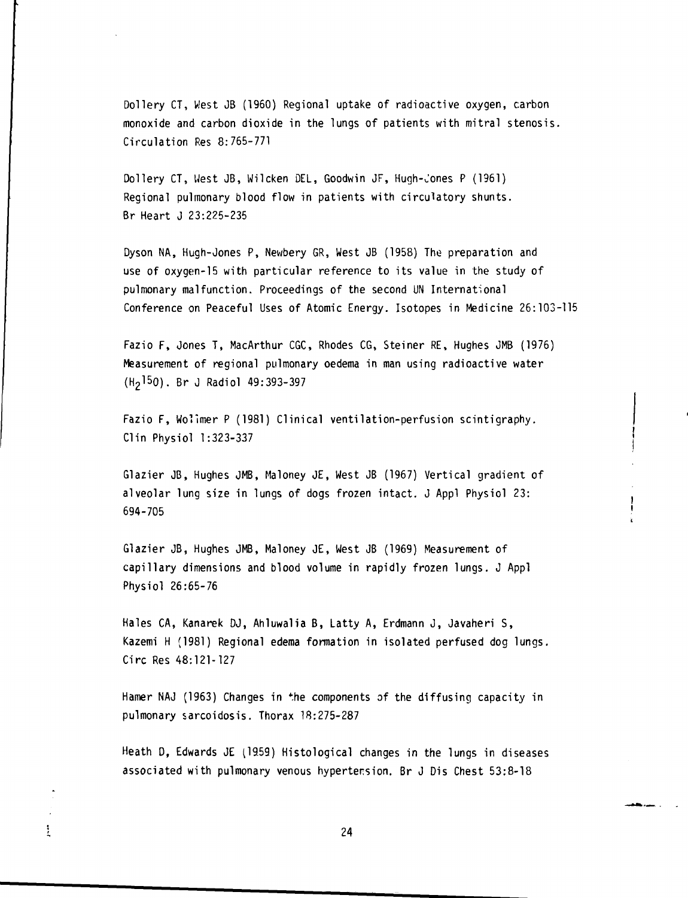Dollery CT, West JB (1960) Regional uptake of radioactive oxygen, carbon monoxide and carbon dioxide in the lungs of patients with mitral stenosis. Circulation Res 8:765-771

Dollery CT, West JB, Wilcken DEL, Goodwin JF, Hugh-Jones P (1961) Regional pulmonary blood flow in patients with circulatory shunts. Br Heart J 23:225-235

Dyson NA, Hugh-Jones P, Newbery GR, West JB (1958) The preparation and use of oxygen-15 with particular reference to its value in the study of pulmonary malfunction. Proceedings of the second UN International Conference on Peaceful Uses of Atomic Energy. Isotopes in Medicine 26:103-115

Fazio F, Jones T, MacArthur CGC, Rhodes CG, Steiner RE, Hughes JMB (1976) Measurement of regional pulmonary oedema in man using radioactive water ($H_2{}^{15}O$). Br J Radiol 49:393-397

Fazio F, Wollmer P (1981) Clinical ventilation-perfusion scintigraphy. Clin Physiol 1:323-337

Glazier JB, Hughes JMB, Maloney JE, West JB (1967) Vertical gradient of alveolar lung size in lungs of dogs frozen intact. J Appl Physiol 23: 694-705

Glazier JB, Hughes JMB, Maloney JE, West JB (1969) Measurement of capillary dimensions and blood volume in rapidly frozen lungs. J Appl Physiol 26:65-76

Hales CA, Kanarek DJ, Ahluwalia B, Latty A, Erdmann J, Javaheri S, Kazemi H (1981) Regional edema formation in isolated perfused dog lungs. Circ Res 48:121-127

Hamer NAJ (1963) Changes in the components of the diffusing capacity in pulmonary sarcoidosis. Thorax 18:275-287

Heath D, Edwards JE (1959) Histological changes in the lungs in diseases associated with pulmonary venous hypertension. Br J Dis Chest 53:8-18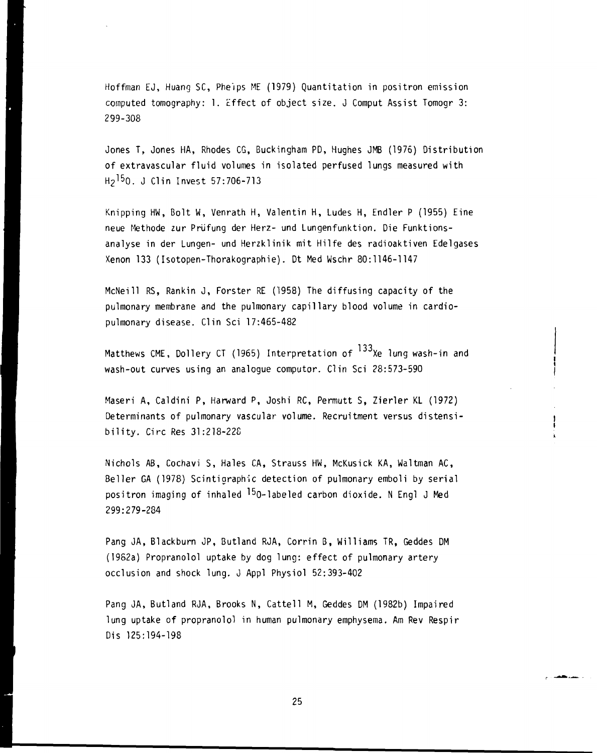Hoffman EJ, Huang SC, Phelps ME (1979) Quantitation in positron emission computed tomography: 1. Effect of object size. J Comput Assist Tomogr 3: 299-308

Jones T, Jones HA, Rhodes CG, Buckingham PD, Hughes JMB (1976) Distribution of extravascular fluid volumes in isolated perfused lungs measured with $H_2{}^{15}O$. J Clin Invest 57:706-713

Knipping HW, Bolt W, Venrath H, Valentin H, Ludes H, Endler P (1955) Eine neue Methode zur Prüfung der Herz- und Lungenfunktion. Die Funktionsanalyse in der Lungen- und Herzklinik mit Hilfe des radioaktiven Edelgases Xenon 133 (Isotopen-Thorakographie). Dt Med Wschr 80:1146-1147

McNeill RS, Rankin J, Forster RE (1958) The diffusing capacity of the pulmonary membrane and the pulmonary capillary blood volume in cardiopulmonary disease. Clin Sci 17:465-482

Matthews CME, Dollery CT (1965) Interpretation of $^{133}Xe$ lung wash-in and wash-out curves using an analogue computor. Clin Sci 28:573-590

Maseri A, Caldini P, Harward P, Joshi RC, Permutt S, Zierler KL (1972) Determinants of pulmonary vascular volume. Recruitment versus distensibility. Circ Res 31:218-228

Nichols AB, Cochavi S, Hales CA, Strauss HW, McKusick KA, Waltman AC, Beller GA (1978) Scintigraphic detection of pulmonary emboli by serial positron imaging of inhaled $^{15}O$-labeled carbon dioxide. N Engl J Med 299:279-284

Pang JA, Blackburn JP, Butland RJA, Corrin B, Williams TR, Geddes DM (1982a) Propranolol uptake by dog lung: effect of pulmonary artery occlusion and shock lung. J Appl Physiol 52:393-402

Pang JA, Butland RJA, Brooks N, Cattell M, Geddes DM (1982b) Impaired lung uptake of propranolol in human pulmonary emphysema. Am Rev Respir Dis 125:194-198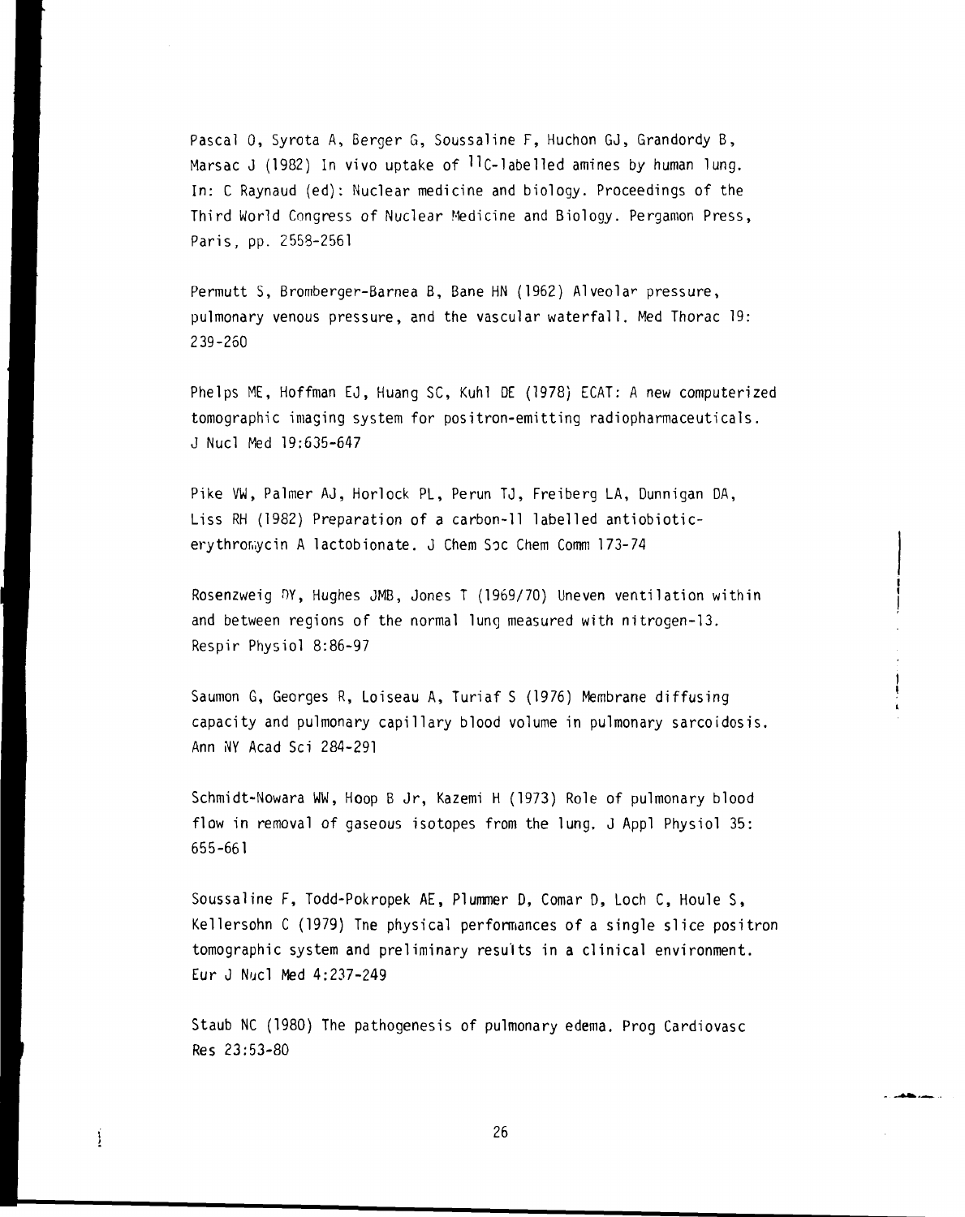Pascal O, Syrota A, Berger G, Soussaline F, Huchon GJ, Grandordy B, Marsac J (1982) In vivo uptake of $^{11}C$-labelled amines by human lung. In: C Raynaud (ed): Nuclear medicine and biology. Proceedings of the Third World Congress of Nuclear Medicine and Biology. Pergamon Press, Paris, pp. 2558-2561

Permutt S, Bromberger-Barnea B, Bane HN (1962) Alveolar pressure, pulmonary venous pressure, and the vascular waterfall. Med Thorac 19: 239-260

Phelps ME, Hoffman EJ, Huang SC, Kuhl DE (1978) ECAT: A new computerized tomographic imaging system for positron-emitting radiopharmaceuticals. J Nucl Med 19:635-647

Pike VW, Palmer AJ, Horlock PL, Perun TJ, Freiberg LA, Dunnigan DA, Liss RH (1982) Preparation of a carbon-11 labelled antiobiotic-erythromycin A lactobionate. J Chem Soc Chem Comm 173-74

Rosenzweig DY, Hughes JMB, Jones T (1969/70) Uneven ventilation within and between regions of the normal lung measured with nitrogen-13. Respir Physiol 8:86-97

Saumon G, Georges R, Loiseau A, Turiaf S (1976) Membrane diffusing capacity and pulmonary capillary blood volume in pulmonary sarcoidosis. Ann NY Acad Sci 284-291

Schmidt-Nowara WW, Hoop B Jr, Kazemi H (1973) Role of pulmonary blood flow in removal of gaseous isotopes from the lung. J Appl Physiol 35: 655-661

Soussaline F, Todd-Pokropek AE, Plummer D, Comar D, Loch C, Houle S, Kellersohn C (1979) The physical performances of a single slice positron tomographic system and preliminary results in a clinical environment. Eur J Nucl Med 4:237-249

Staub NC (1980) The pathogenesis of pulmonary edema. Prog Cardiovasc Res 23:53-80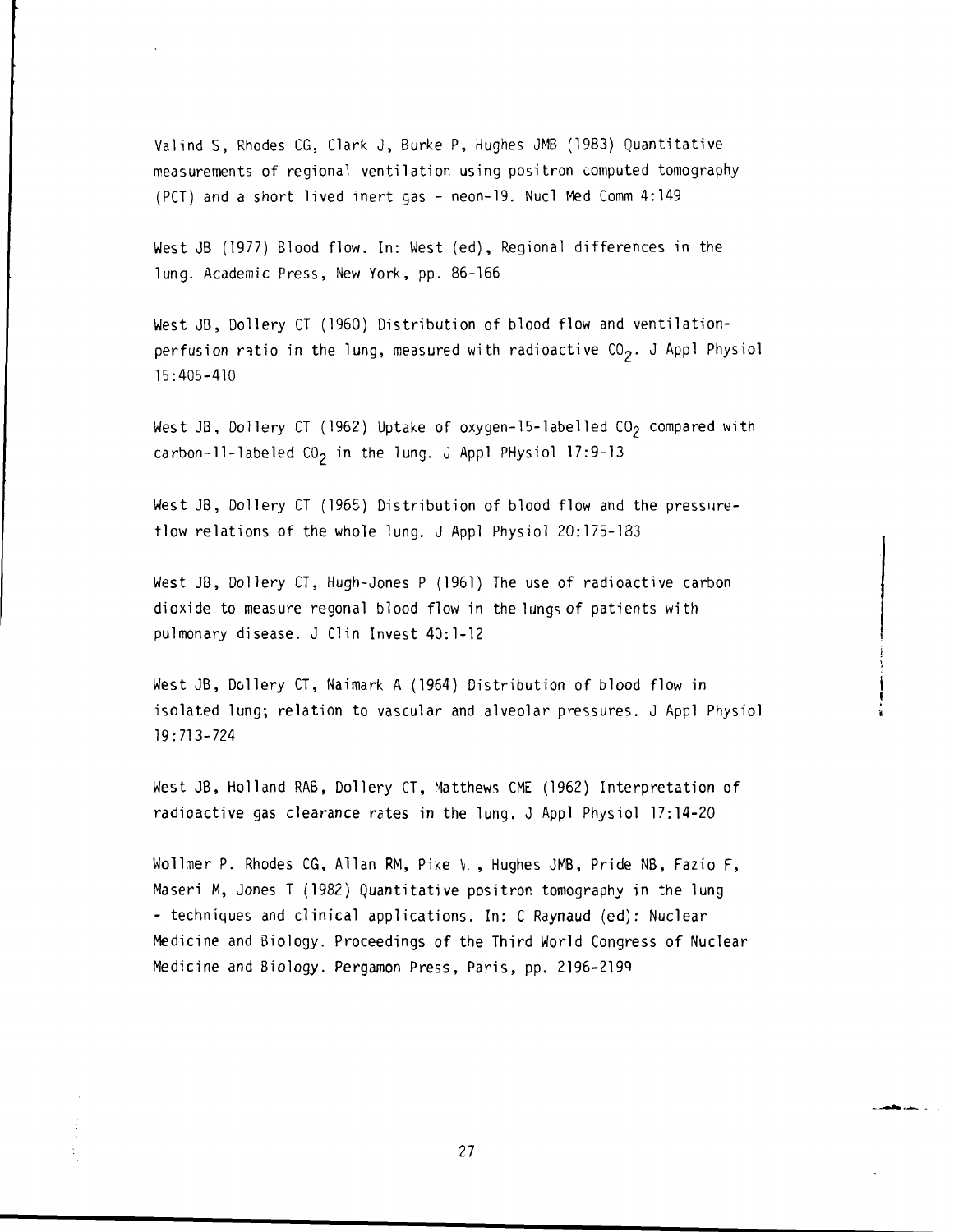Valind S, Rhodes CG, Clark J, Burke P, Hughes JMB (1983) Quantitative measurements of regional ventilation using positron computed tomography (PCT) and a short lived inert gas - neon-19. Nucl Med Comm 4:149

West JB (1977) Blood flow. In: West (ed), Regional differences in the lung. Academic Press, New York, pp. 86-166

West JB, Dollery CT (1960) Distribution of blood flow and ventilation-perfusion ratio in the lung, measured with radioactive $CO_2$. J Appl Physiol 15:405-410

West JB, Dollery CT (1962) Uptake of oxygen-15-labelled $CO_2$ compared with carbon-11-labeled $CO_2$ in the lung. J Appl PHysiol 17:9-13

West JB, Dollery CT (1965) Distribution of blood flow and the pressure-flow relations of the whole lung. J Appl Physiol 20:175-183

West JB, Dollery CT, Hugh-Jones P (1961) The use of radioactive carbon dioxide to measure regonal blood flow in the lungs of patients with pulmonary disease. J Clin Invest 40:1-12

West JB, Dollery CT, Naimark A (1964) Distribution of blood flow in isolated lung; relation to vascular and alveolar pressures. J Appl Physiol 19:713-724

West JB, Holland RAB, Dollery CT, Matthews CME (1962) Interpretation of radioactive gas clearance rates in the lung. J Appl Physiol 17:14-20

Wollmer P. Rhodes CG, Allan RM, Pike V., Hughes JMB, Pride NB, Fazio F, Maseri M, Jones T (1982) Quantitative positron tomography in the lung - techniques and clinical applications. In: C Raynaud (ed): Nuclear Medicine and Biology. Proceedings of the Third World Congress of Nuclear Medicine and Biology. Pergamon Press, Paris, pp. 2196-2199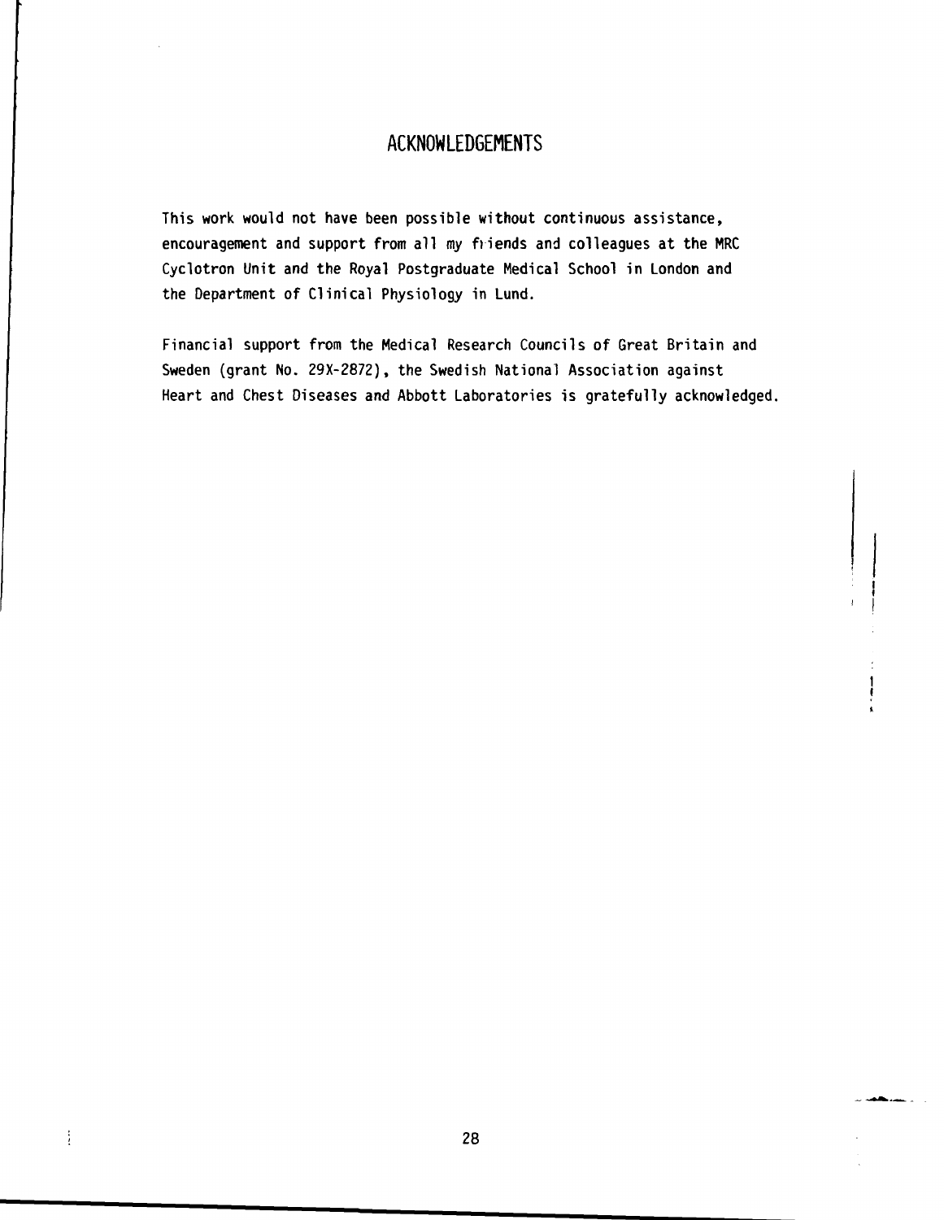# ACKNOWLEDGEMENTS

This work would not have been possible without continuous assistance, encouragement and support from all my friends and colleagues at the MRC Cyclotron Unit and the Royal Postgraduate Medical School in London and the Department of Clinical Physiology in Lund.

Financial support from the Medical Research Councils of Great Britain and Sweden (grant No. 29X-2872), the Swedish National Association against Heart and Chest Diseases and Abbott Laboratories is gratefully acknowledged.